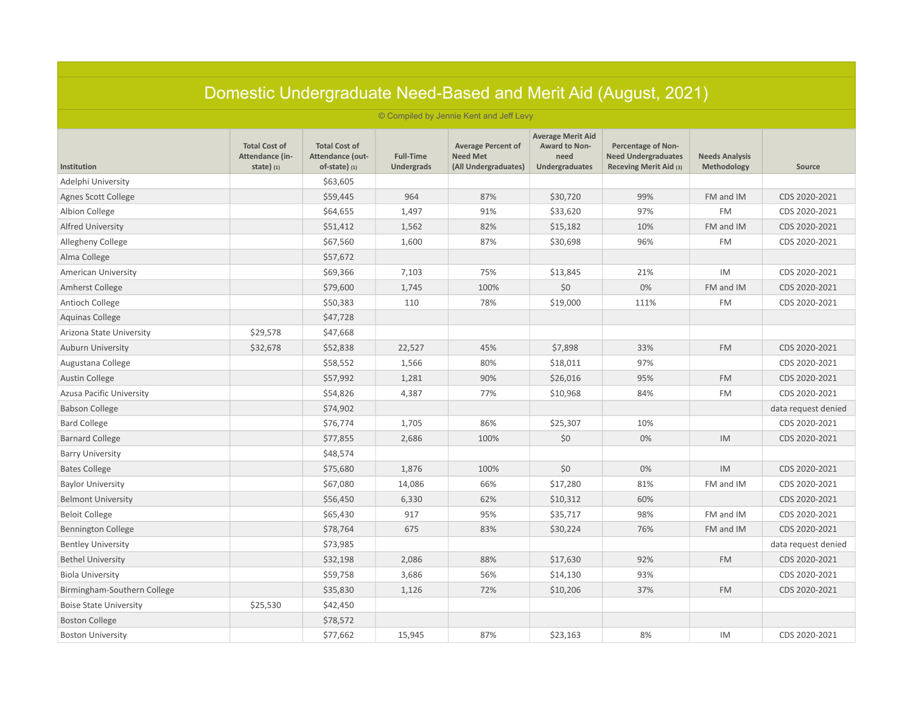# Domestic Undergraduate Need-Based and Merit Aid (August, 2021)

© Compiled by Jennie Kent and Jeff Levy

| Institution | Total Cost of Attendance (in-state) (1) | Total Cost of Attendance (out-of-state) (1) | Full-Time Undergrads | Average Percent of Need Met (All Undergraduates) | Average Merit Aid Award to Non-need Undergraduates | Percentage of Non-Need Undergraduates Receving Merit Aid (3) | Needs Analysis Methodology | Source |
|---|---|---|---|---|---|---|---|---|
| Adelphi University | | $63,605 | | | | | | |
| Agnes Scott College | | $59,445 | 964 | 87% | $30,720 | 99% | FM and IM | CDS 2020-2021 |
| Albion College | | $64,655 | 1,497 | 91% | $33,620 | 97% | FM | CDS 2020-2021 |
| Alfred University | | $51,412 | 1,562 | 82% | $15,182 | 10% | FM and IM | CDS 2020-2021 |
| Allegheny College | | $67,560 | 1,600 | 87% | $30,698 | 96% | FM | CDS 2020-2021 |
| Alma College | | $57,672 | | | | | | |
| American University | | $69,366 | 7,103 | 75% | $13,845 | 21% | IM | CDS 2020-2021 |
| Amherst College | | $79,600 | 1,745 | 100% | $0 | 0% | FM and IM | CDS 2020-2021 |
| Antioch College | | $50,383 | 110 | 78% | $19,000 | 111% | FM | CDS 2020-2021 |
| Aquinas College | | $47,728 | | | | | | |
| Arizona State University | $29,578 | $47,668 | | | | | | |
| Auburn University | $32,678 | $52,838 | 22,527 | 45% | $7,898 | 33% | FM | CDS 2020-2021 |
| Augustana College | | $58,552 | 1,566 | 80% | $18,011 | 97% | | CDS 2020-2021 |
| Austin College | | $57,992 | 1,281 | 90% | $26,016 | 95% | FM | CDS 2020-2021 |
| Azusa Pacific University | | $54,826 | 4,387 | 77% | $10,968 | 84% | FM | CDS 2020-2021 |
| Babson College | | $74,902 | | | | | | data request denied |
| Bard College | | $76,774 | 1,705 | 86% | $25,307 | 10% | | CDS 2020-2021 |
| Barnard College | | $77,855 | 2,686 | 100% | $0 | 0% | IM | CDS 2020-2021 |
| Barry University | | $48,574 | | | | | | |
| Bates College | | $75,680 | 1,876 | 100% | $0 | 0% | IM | CDS 2020-2021 |
| Baylor University | | $67,080 | 14,086 | 66% | $17,280 | 81% | FM and IM | CDS 2020-2021 |
| Belmont University | | $56,450 | 6,330 | 62% | $10,312 | 60% | | CDS 2020-2021 |
| Beloit College | | $65,430 | 917 | 95% | $35,717 | 98% | FM and IM | CDS 2020-2021 |
| Bennington College | | $78,764 | 675 | 83% | $30,224 | 76% | FM and IM | CDS 2020-2021 |
| Bentley University | | $73,985 | | | | | | data request denied |
| Bethel University | | $32,198 | 2,086 | 88% | $17,630 | 92% | FM | CDS 2020-2021 |
| Biola University | | $59,758 | 3,686 | 56% | $14,130 | 93% | | CDS 2020-2021 |
| Birmingham-Southern College | | $35,830 | 1,126 | 72% | $10,206 | 37% | FM | CDS 2020-2021 |
| Boise State University | $25,530 | $42,450 | | | | | | |
| Boston College | | $78,572 | | | | | | |
| Boston University | | $77,662 | 15,945 | 87% | $23,163 | 8% | IM | CDS 2020-2021 |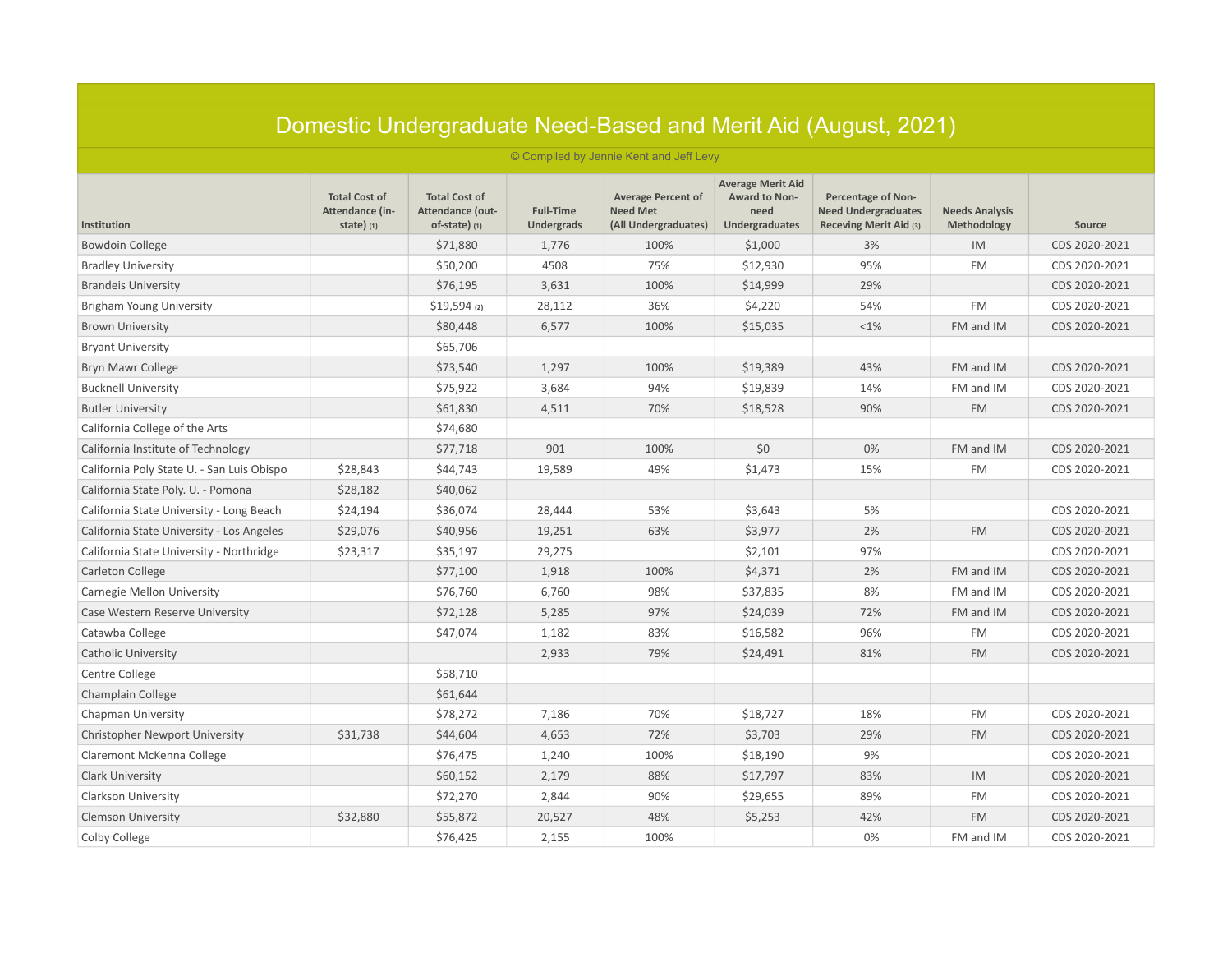# Domestic Undergraduate Need-Based and Merit Aid (August, 2021)

© Compiled by Jennie Kent and Jeff Levy

| Institution | Total Cost of Attendance (in-state) (1) | Total Cost of Attendance (out-of-state) (1) | Full-Time Undergrads | Average Percent of Need Met (All Undergraduates) | Average Merit Aid Award to Non-need Undergraduates | Percentage of Non-Need Undergraduates Receving Merit Aid (3) | Needs Analysis Methodology | Source |
|---|---|---|---|---|---|---|---|---|
| Bowdoin College | | $71,880 | 1,776 | 100% | $1,000 | 3% | IM | CDS 2020-2021 |
| Bradley University | | $50,200 | 4508 | 75% | $12,930 | 95% | FM | CDS 2020-2021 |
| Brandeis University | | $76,195 | 3,631 | 100% | $14,999 | 29% | | CDS 2020-2021 |
| Brigham Young University | | $19,594 (2) | 28,112 | 36% | $4,220 | 54% | FM | CDS 2020-2021 |
| Brown University | | $80,448 | 6,577 | 100% | $15,035 | <1% | FM and IM | CDS 2020-2021 |
| Bryant University | | $65,706 | | | | | | |
| Bryn Mawr College | | $73,540 | 1,297 | 100% | $19,389 | 43% | FM and IM | CDS 2020-2021 |
| Bucknell University | | $75,922 | 3,684 | 94% | $19,839 | 14% | FM and IM | CDS 2020-2021 |
| Butler University | | $61,830 | 4,511 | 70% | $18,528 | 90% | FM | CDS 2020-2021 |
| California College of the Arts | | $74,680 | | | | | | |
| California Institute of Technology | | $77,718 | 901 | 100% | $0 | 0% | FM and IM | CDS 2020-2021 |
| California Poly State U. - San Luis Obispo | $28,843 | $44,743 | 19,589 | 49% | $1,473 | 15% | FM | CDS 2020-2021 |
| California State Poly. U. - Pomona | $28,182 | $40,062 | | | | | | |
| California State University - Long Beach | $24,194 | $36,074 | 28,444 | 53% | $3,643 | 5% | | CDS 2020-2021 |
| California State University - Los Angeles | $29,076 | $40,956 | 19,251 | 63% | $3,977 | 2% | FM | CDS 2020-2021 |
| California State University - Northridge | $23,317 | $35,197 | 29,275 | | $2,101 | 97% | | CDS 2020-2021 |
| Carleton College | | $77,100 | 1,918 | 100% | $4,371 | 2% | FM and IM | CDS 2020-2021 |
| Carnegie Mellon University | | $76,760 | 6,760 | 98% | $37,835 | 8% | FM and IM | CDS 2020-2021 |
| Case Western Reserve University | | $72,128 | 5,285 | 97% | $24,039 | 72% | FM and IM | CDS 2020-2021 |
| Catawba College | | $47,074 | 1,182 | 83% | $16,582 | 96% | FM | CDS 2020-2021 |
| Catholic University | | | 2,933 | 79% | $24,491 | 81% | FM | CDS 2020-2021 |
| Centre College | | $58,710 | | | | | | |
| Champlain College | | $61,644 | | | | | | |
| Chapman University | | $78,272 | 7,186 | 70% | $18,727 | 18% | FM | CDS 2020-2021 |
| Christopher Newport University | $31,738 | $44,604 | 4,653 | 72% | $3,703 | 29% | FM | CDS 2020-2021 |
| Claremont McKenna College | | $76,475 | 1,240 | 100% | $18,190 | 9% | | CDS 2020-2021 |
| Clark University | | $60,152 | 2,179 | 88% | $17,797 | 83% | IM | CDS 2020-2021 |
| Clarkson University | | $72,270 | 2,844 | 90% | $29,655 | 89% | FM | CDS 2020-2021 |
| Clemson University | $32,880 | $55,872 | 20,527 | 48% | $5,253 | 42% | FM | CDS 2020-2021 |
| Colby College | | $76,425 | 2,155 | 100% | | 0% | FM and IM | CDS 2020-2021 |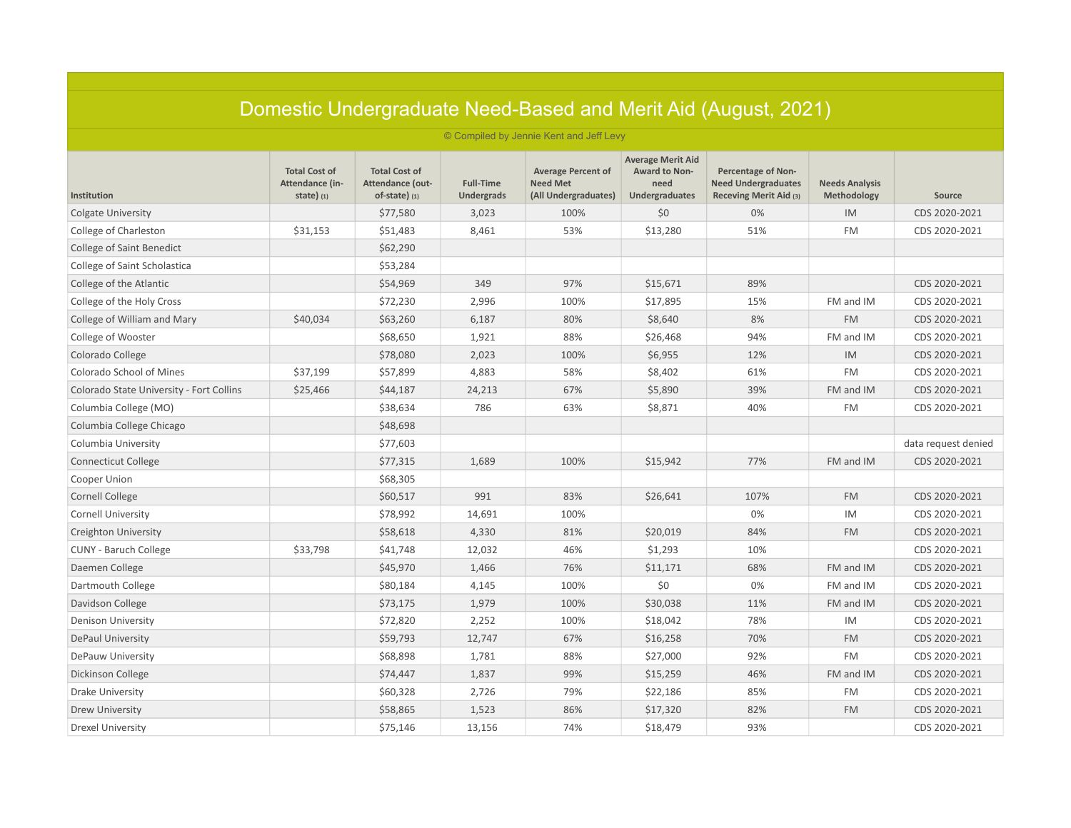# Domestic Undergraduate Need-Based and Merit Aid (August, 2021)

© Compiled by Jennie Kent and Jeff Levy

| Institution | Total Cost of Attendance (in-state) (1) | Total Cost of Attendance (out-of-state) (1) | Full-Time Undergrads | Average Percent of Need Met (All Undergraduates) | Average Merit Aid Award to Non-need Undergraduates | Percentage of Non-Need Undergraduates Receving Merit Aid (3) | Needs Analysis Methodology | Source |
|---|---|---|---|---|---|---|---|---|
| Colgate University | | $77,580 | 3,023 | 100% | $0 | 0% | IM | CDS 2020-2021 |
| College of Charleston | $31,153 | $51,483 | 8,461 | 53% | $13,280 | 51% | FM | CDS 2020-2021 |
| College of Saint Benedict | | $62,290 | | | | | | |
| College of Saint Scholastica | | $53,284 | | | | | | |
| College of the Atlantic | | $54,969 | 349 | 97% | $15,671 | 89% | | CDS 2020-2021 |
| College of the Holy Cross | | $72,230 | 2,996 | 100% | $17,895 | 15% | FM and IM | CDS 2020-2021 |
| College of William and Mary | $40,034 | $63,260 | 6,187 | 80% | $8,640 | 8% | FM | CDS 2020-2021 |
| College of Wooster | | $68,650 | 1,921 | 88% | $26,468 | 94% | FM and IM | CDS 2020-2021 |
| Colorado College | | $78,080 | 2,023 | 100% | $6,955 | 12% | IM | CDS 2020-2021 |
| Colorado School of Mines | $37,199 | $57,899 | 4,883 | 58% | $8,402 | 61% | FM | CDS 2020-2021 |
| Colorado State University - Fort Collins | $25,466 | $44,187 | 24,213 | 67% | $5,890 | 39% | FM and IM | CDS 2020-2021 |
| Columbia College (MO) | | $38,634 | 786 | 63% | $8,871 | 40% | FM | CDS 2020-2021 |
| Columbia College Chicago | | $48,698 | | | | | | |
| Columbia University | | $77,603 | | | | | | data request denied |
| Connecticut College | | $77,315 | 1,689 | 100% | $15,942 | 77% | FM and IM | CDS 2020-2021 |
| Cooper Union | | $68,305 | | | | | | |
| Cornell College | | $60,517 | 991 | 83% | $26,641 | 107% | FM | CDS 2020-2021 |
| Cornell University | | $78,992 | 14,691 | 100% | | 0% | IM | CDS 2020-2021 |
| Creighton University | | $58,618 | 4,330 | 81% | $20,019 | 84% | FM | CDS 2020-2021 |
| CUNY - Baruch College | $33,798 | $41,748 | 12,032 | 46% | $1,293 | 10% | | CDS 2020-2021 |
| Daemen College | | $45,970 | 1,466 | 76% | $11,171 | 68% | FM and IM | CDS 2020-2021 |
| Dartmouth College | | $80,184 | 4,145 | 100% | $0 | 0% | FM and IM | CDS 2020-2021 |
| Davidson College | | $73,175 | 1,979 | 100% | $30,038 | 11% | FM and IM | CDS 2020-2021 |
| Denison University | | $72,820 | 2,252 | 100% | $18,042 | 78% | IM | CDS 2020-2021 |
| DePaul University | | $59,793 | 12,747 | 67% | $16,258 | 70% | FM | CDS 2020-2021 |
| DePauw University | | $68,898 | 1,781 | 88% | $27,000 | 92% | FM | CDS 2020-2021 |
| Dickinson College | | $74,447 | 1,837 | 99% | $15,259 | 46% | FM and IM | CDS 2020-2021 |
| Drake University | | $60,328 | 2,726 | 79% | $22,186 | 85% | FM | CDS 2020-2021 |
| Drew University | | $58,865 | 1,523 | 86% | $17,320 | 82% | FM | CDS 2020-2021 |
| Drexel University | | $75,146 | 13,156 | 74% | $18,479 | 93% | | CDS 2020-2021 |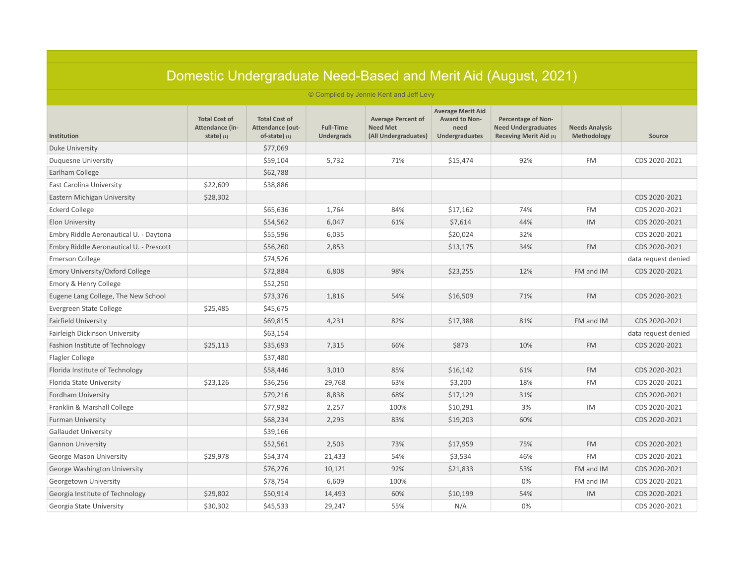# Domestic Undergraduate Need-Based and Merit Aid (August, 2021)

© Compiled by Jennie Kent and Jeff Levy

| Institution | Total Cost of Attendance (in-state) (1) | Total Cost of Attendance (out-of-state) (1) | Full-Time Undergrads | Average Percent of Need Met (All Undergraduates) | Average Merit Aid Award to Non-need Undergraduates | Percentage of Non-Need Undergraduates Receving Merit Aid (3) | Needs Analysis Methodology | Source |
|---|---|---|---|---|---|---|---|---|
| Duke University | | $77,069 | | | | | | |
| Duquesne University | | $59,104 | 5,732 | 71% | $15,474 | 92% | FM | CDS 2020-2021 |
| Earlham College | | $62,788 | | | | | | |
| East Carolina University | $22,609 | $38,886 | | | | | | |
| Eastern Michigan University | $28,302 | | | | | | | CDS 2020-2021 |
| Eckerd College | | $65,636 | 1,764 | 84% | $17,162 | 74% | FM | CDS 2020-2021 |
| Elon University | | $54,562 | 6,047 | 61% | $7,614 | 44% | IM | CDS 2020-2021 |
| Embry Riddle Aeronautical U. - Daytona | | $55,596 | 6,035 | | $20,024 | 32% | | CDS 2020-2021 |
| Embry Riddle Aeronautical U. - Prescott | | $56,260 | 2,853 | | $13,175 | 34% | FM | CDS 2020-2021 |
| Emerson College | | $74,526 | | | | | | data request denied |
| Emory University/Oxford College | | $72,884 | 6,808 | 98% | $23,255 | 12% | FM and IM | CDS 2020-2021 |
| Emory & Henry College | | $52,250 | | | | | | |
| Eugene Lang College, The New School | | $73,376 | 1,816 | 54% | $16,509 | 71% | FM | CDS 2020-2021 |
| Evergreen State College | $25,485 | $45,675 | | | | | | |
| Fairfield University | | $69,815 | 4,231 | 82% | $17,388 | 81% | FM and IM | CDS 2020-2021 |
| Fairleigh Dickinson University | | $63,154 | | | | | | data request denied |
| Fashion Institute of Technology | $25,113 | $35,693 | 7,315 | 66% | $873 | 10% | FM | CDS 2020-2021 |
| Flagler College | | $37,480 | | | | | | |
| Florida Institute of Technology | | $58,446 | 3,010 | 85% | $16,142 | 61% | FM | CDS 2020-2021 |
| Florida State University | $23,126 | $36,256 | 29,768 | 63% | $3,200 | 18% | FM | CDS 2020-2021 |
| Fordham University | | $79,216 | 8,838 | 68% | $17,129 | 31% | | CDS 2020-2021 |
| Franklin & Marshall College | | $77,982 | 2,257 | 100% | $10,291 | 3% | IM | CDS 2020-2021 |
| Furman University | | $68,234 | 2,293 | 83% | $19,203 | 60% | | CDS 2020-2021 |
| Gallaudet University | | $39,166 | | | | | | |
| Gannon University | | $52,561 | 2,503 | 73% | $17,959 | 75% | FM | CDS 2020-2021 |
| George Mason University | $29,978 | $54,374 | 21,433 | 54% | $3,534 | 46% | FM | CDS 2020-2021 |
| George Washington University | | $76,276 | 10,121 | 92% | $21,833 | 53% | FM and IM | CDS 2020-2021 |
| Georgetown University | | $78,754 | 6,609 | 100% | | 0% | FM and IM | CDS 2020-2021 |
| Georgia Institute of Technology | $29,802 | $50,914 | 14,493 | 60% | $10,199 | 54% | IM | CDS 2020-2021 |
| Georgia State University | $30,302 | $45,533 | 29,247 | 55% | N/A | 0% | | CDS 2020-2021 |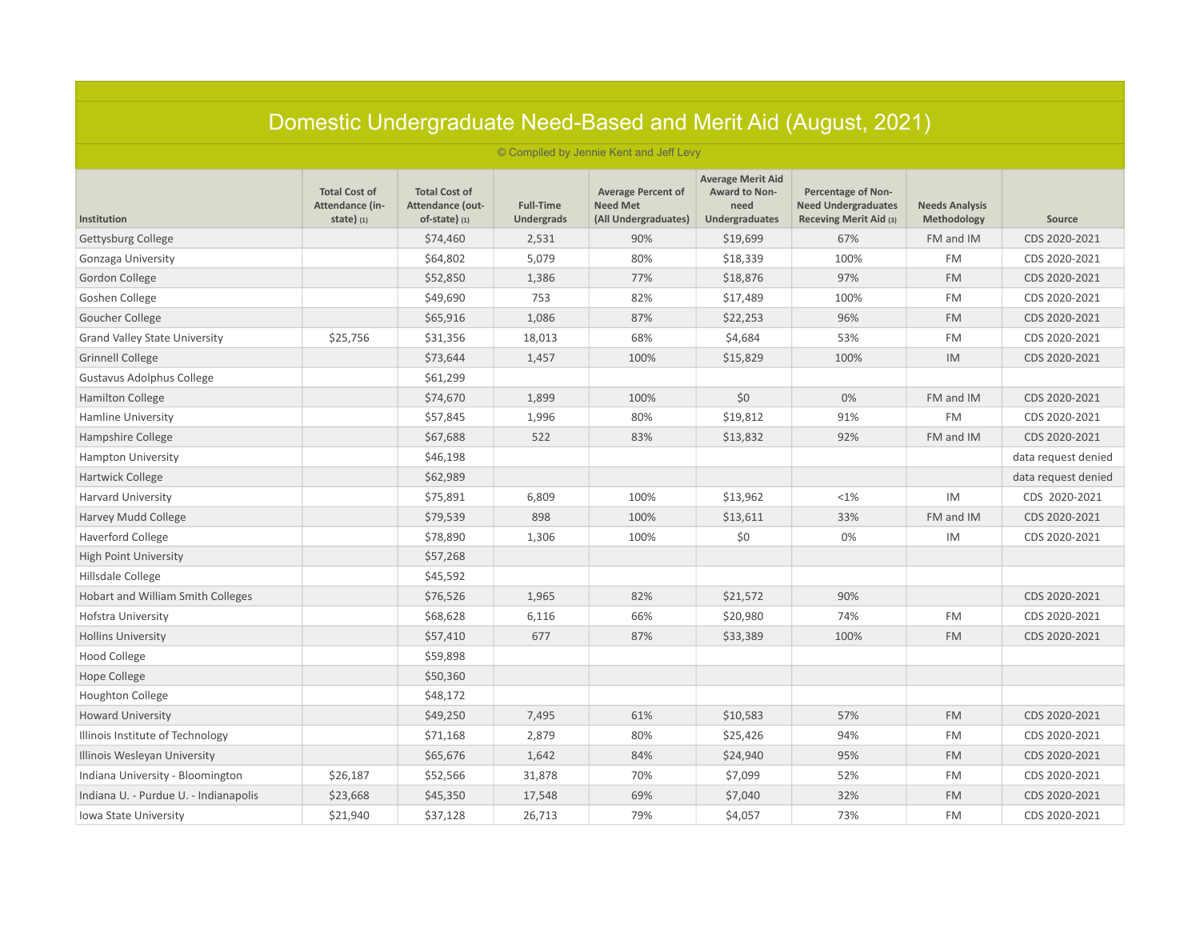# Domestic Undergraduate Need-Based and Merit Aid (August, 2021)

© Compiled by Jennie Kent and Jeff Levy

| Institution | Total Cost of Attendance (in-state) (1) | Total Cost of Attendance (out-of-state) (1) | Full-Time Undergrads | Average Percent of Need Met (All Undergraduates) | Average Merit Aid Award to Non-need Undergraduates | Percentage of Non-Need Undergraduates Receving Merit Aid (3) | Needs Analysis Methodology | Source |
|---|---|---|---|---|---|---|---|---|
| Gettysburg College | | $74,460 | 2,531 | 90% | $19,699 | 67% | FM and IM | CDS 2020-2021 |
| Gonzaga University | | $64,802 | 5,079 | 80% | $18,339 | 100% | FM | CDS 2020-2021 |
| Gordon College | | $52,850 | 1,386 | 77% | $18,876 | 97% | FM | CDS 2020-2021 |
| Goshen College | | $49,690 | 753 | 82% | $17,489 | 100% | FM | CDS 2020-2021 |
| Goucher College | | $65,916 | 1,086 | 87% | $22,253 | 96% | FM | CDS 2020-2021 |
| Grand Valley State University | $25,756 | $31,356 | 18,013 | 68% | $4,684 | 53% | FM | CDS 2020-2021 |
| Grinnell College | | $73,644 | 1,457 | 100% | $15,829 | 100% | IM | CDS 2020-2021 |
| Gustavus Adolphus College | | $61,299 | | | | | | |
| Hamilton College | | $74,670 | 1,899 | 100% | $0 | 0% | FM and IM | CDS 2020-2021 |
| Hamline University | | $57,845 | 1,996 | 80% | $19,812 | 91% | FM | CDS 2020-2021 |
| Hampshire College | | $67,688 | 522 | 83% | $13,832 | 92% | FM and IM | CDS 2020-2021 |
| Hampton University | | $46,198 | | | | | | data request denied |
| Hartwick College | | $62,989 | | | | | | data request denied |
| Harvard University | | $75,891 | 6,809 | 100% | $13,962 | <1% | IM | CDS 2020-2021 |
| Harvey Mudd College | | $79,539 | 898 | 100% | $13,611 | 33% | FM and IM | CDS 2020-2021 |
| Haverford College | | $78,890 | 1,306 | 100% | $0 | 0% | IM | CDS 2020-2021 |
| High Point University | | $57,268 | | | | | | |
| Hillsdale College | | $45,592 | | | | | | |
| Hobart and William Smith Colleges | | $76,526 | 1,965 | 82% | $21,572 | 90% | | CDS 2020-2021 |
| Hofstra University | | $68,628 | 6,116 | 66% | $20,980 | 74% | FM | CDS 2020-2021 |
| Hollins University | | $57,410 | 677 | 87% | $33,389 | 100% | FM | CDS 2020-2021 |
| Hood College | | $59,898 | | | | | | |
| Hope College | | $50,360 | | | | | | |
| Houghton College | | $48,172 | | | | | | |
| Howard University | | $49,250 | 7,495 | 61% | $10,583 | 57% | FM | CDS 2020-2021 |
| Illinois Institute of Technology | | $71,168 | 2,879 | 80% | $25,426 | 94% | FM | CDS 2020-2021 |
| Illinois Wesleyan University | | $65,676 | 1,642 | 84% | $24,940 | 95% | FM | CDS 2020-2021 |
| Indiana University - Bloomington | $26,187 | $52,566 | 31,878 | 70% | $7,099 | 52% | FM | CDS 2020-2021 |
| Indiana U. - Purdue U. - Indianapolis | $23,668 | $45,350 | 17,548 | 69% | $7,040 | 32% | FM | CDS 2020-2021 |
| Iowa State University | $21,940 | $37,128 | 26,713 | 79% | $4,057 | 73% | FM | CDS 2020-2021 |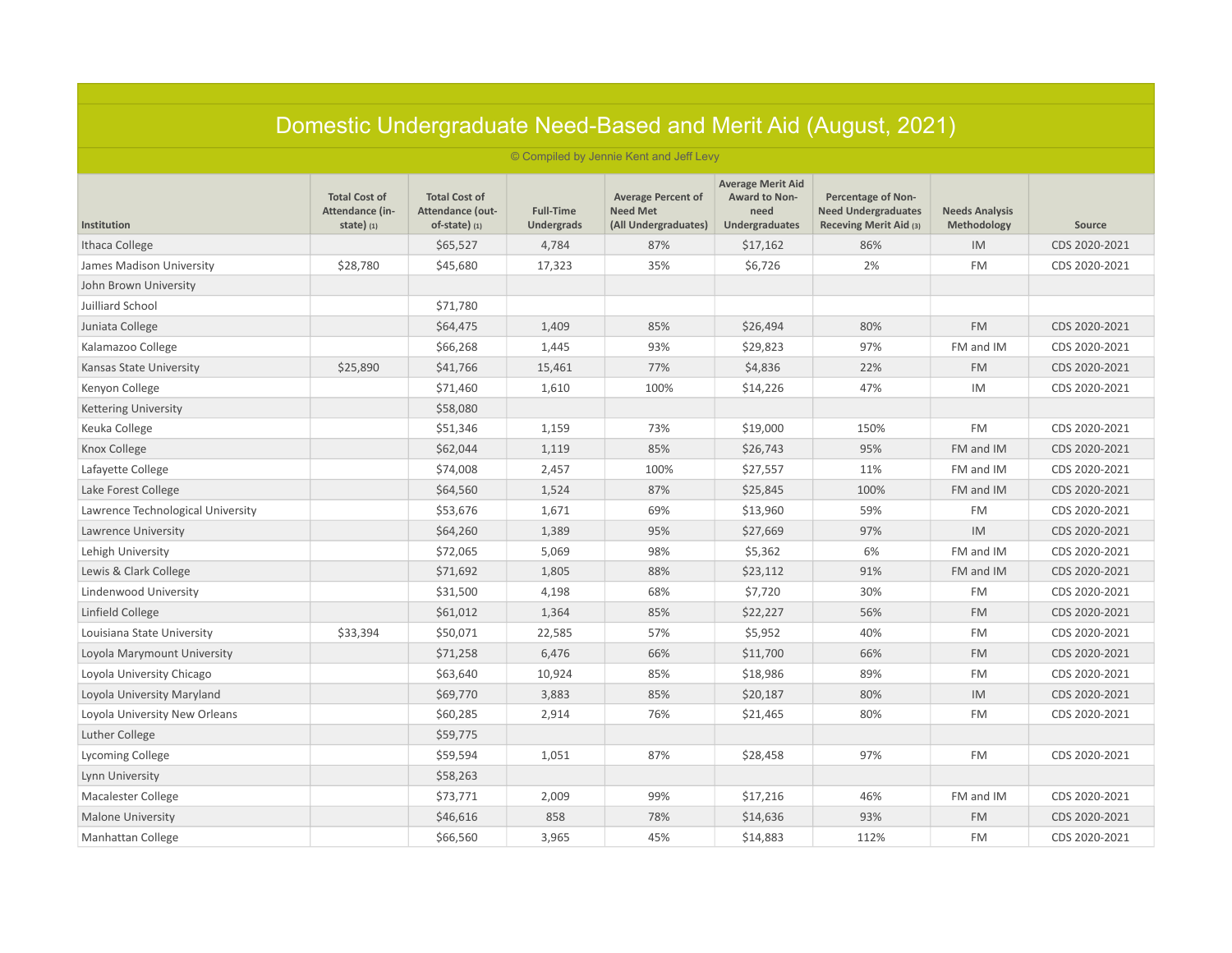# Domestic Undergraduate Need-Based and Merit Aid (August, 2021)

© Compiled by Jennie Kent and Jeff Levy

| Institution | Total Cost of Attendance (in-state) (1) | Total Cost of Attendance (out-of-state) (1) | Full-Time Undergrads | Average Percent of Need Met (All Undergraduates) | Average Merit Aid Award to Non-need Undergraduates | Percentage of Non-Need Undergraduates Receving Merit Aid (3) | Needs Analysis Methodology | Source |
|---|---|---|---|---|---|---|---|---|
| Ithaca College | | $65,527 | 4,784 | 87% | $17,162 | 86% | IM | CDS 2020-2021 |
| James Madison University | $28,780 | $45,680 | 17,323 | 35% | $6,726 | 2% | FM | CDS 2020-2021 |
| John Brown University | | | | | | | | |
| Juilliard School | | $71,780 | | | | | | |
| Juniata College | | $64,475 | 1,409 | 85% | $26,494 | 80% | FM | CDS 2020-2021 |
| Kalamazoo College | | $66,268 | 1,445 | 93% | $29,823 | 97% | FM and IM | CDS 2020-2021 |
| Kansas State University | $25,890 | $41,766 | 15,461 | 77% | $4,836 | 22% | FM | CDS 2020-2021 |
| Kenyon College | | $71,460 | 1,610 | 100% | $14,226 | 47% | IM | CDS 2020-2021 |
| Kettering University | | $58,080 | | | | | | |
| Keuka College | | $51,346 | 1,159 | 73% | $19,000 | 150% | FM | CDS 2020-2021 |
| Knox College | | $62,044 | 1,119 | 85% | $26,743 | 95% | FM and IM | CDS 2020-2021 |
| Lafayette College | | $74,008 | 2,457 | 100% | $27,557 | 11% | FM and IM | CDS 2020-2021 |
| Lake Forest College | | $64,560 | 1,524 | 87% | $25,845 | 100% | FM and IM | CDS 2020-2021 |
| Lawrence Technological University | | $53,676 | 1,671 | 69% | $13,960 | 59% | FM | CDS 2020-2021 |
| Lawrence University | | $64,260 | 1,389 | 95% | $27,669 | 97% | IM | CDS 2020-2021 |
| Lehigh University | | $72,065 | 5,069 | 98% | $5,362 | 6% | FM and IM | CDS 2020-2021 |
| Lewis & Clark College | | $71,692 | 1,805 | 88% | $23,112 | 91% | FM and IM | CDS 2020-2021 |
| Lindenwood University | | $31,500 | 4,198 | 68% | $7,720 | 30% | FM | CDS 2020-2021 |
| Linfield College | | $61,012 | 1,364 | 85% | $22,227 | 56% | FM | CDS 2020-2021 |
| Louisiana State University | $33,394 | $50,071 | 22,585 | 57% | $5,952 | 40% | FM | CDS 2020-2021 |
| Loyola Marymount University | | $71,258 | 6,476 | 66% | $11,700 | 66% | FM | CDS 2020-2021 |
| Loyola University Chicago | | $63,640 | 10,924 | 85% | $18,986 | 89% | FM | CDS 2020-2021 |
| Loyola University Maryland | | $69,770 | 3,883 | 85% | $20,187 | 80% | IM | CDS 2020-2021 |
| Loyola University New Orleans | | $60,285 | 2,914 | 76% | $21,465 | 80% | FM | CDS 2020-2021 |
| Luther College | | $59,775 | | | | | | |
| Lycoming College | | $59,594 | 1,051 | 87% | $28,458 | 97% | FM | CDS 2020-2021 |
| Lynn University | | $58,263 | | | | | | |
| Macalester College | | $73,771 | 2,009 | 99% | $17,216 | 46% | FM and IM | CDS 2020-2021 |
| Malone University | | $46,616 | 858 | 78% | $14,636 | 93% | FM | CDS 2020-2021 |
| Manhattan College | | $66,560 | 3,965 | 45% | $14,883 | 112% | FM | CDS 2020-2021 |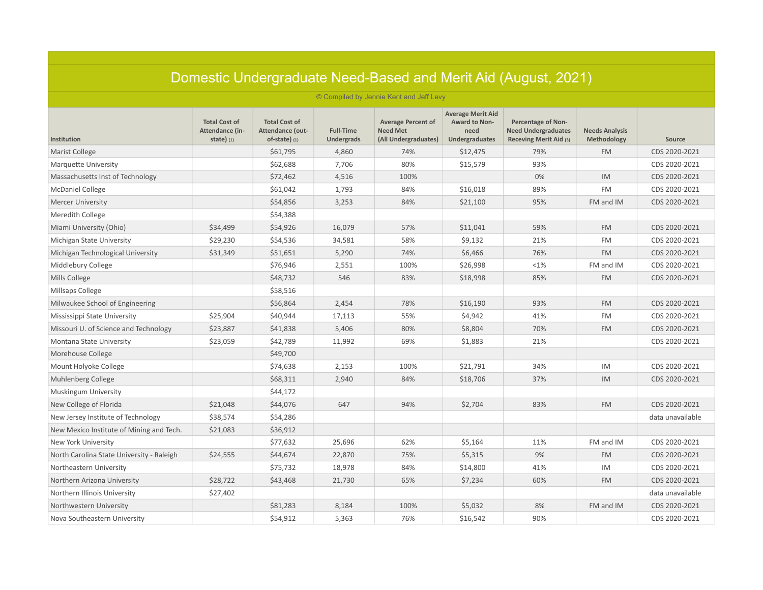# Domestic Undergraduate Need-Based and Merit Aid (August, 2021)

© Compiled by Jennie Kent and Jeff Levy

| Institution | Total Cost of Attendance (in-state) (1) | Total Cost of Attendance (out-of-state) (1) | Full-Time Undergrads | Average Percent of Need Met (All Undergraduates) | Average Merit Aid Award to Non-need Undergraduates | Percentage of Non-Need Undergraduates Receving Merit Aid (3) | Needs Analysis Methodology | Source |
|---|---|---|---|---|---|---|---|---|
| Marist College | | $61,795 | 4,860 | 74% | $12,475 | 79% | FM | CDS 2020-2021 |
| Marquette University | | $62,688 | 7,706 | 80% | $15,579 | 93% | | CDS 2020-2021 |
| Massachusetts Inst of Technology | | $72,462 | 4,516 | 100% | | 0% | IM | CDS 2020-2021 |
| McDaniel College | | $61,042 | 1,793 | 84% | $16,018 | 89% | FM | CDS 2020-2021 |
| Mercer University | | $54,856 | 3,253 | 84% | $21,100 | 95% | FM and IM | CDS 2020-2021 |
| Meredith College | | $54,388 | | | | | | |
| Miami University (Ohio) | $34,499 | $54,926 | 16,079 | 57% | $11,041 | 59% | FM | CDS 2020-2021 |
| Michigan State University | $29,230 | $54,536 | 34,581 | 58% | $9,132 | 21% | FM | CDS 2020-2021 |
| Michigan Technological University | $31,349 | $51,651 | 5,290 | 74% | $6,466 | 76% | FM | CDS 2020-2021 |
| Middlebury College | | $76,946 | 2,551 | 100% | $26,998 | <1% | FM and IM | CDS 2020-2021 |
| Mills College | | $48,732 | 546 | 83% | $18,998 | 85% | FM | CDS 2020-2021 |
| Millsaps College | | $58,516 | | | | | | |
| Milwaukee School of Engineering | | $56,864 | 2,454 | 78% | $16,190 | 93% | FM | CDS 2020-2021 |
| Mississippi State University | $25,904 | $40,944 | 17,113 | 55% | $4,942 | 41% | FM | CDS 2020-2021 |
| Missouri U. of Science and Technology | $23,887 | $41,838 | 5,406 | 80% | $8,804 | 70% | FM | CDS 2020-2021 |
| Montana State University | $23,059 | $42,789 | 11,992 | 69% | $1,883 | 21% | | CDS 2020-2021 |
| Morehouse College | | $49,700 | | | | | | |
| Mount Holyoke College | | $74,638 | 2,153 | 100% | $21,791 | 34% | IM | CDS 2020-2021 |
| Muhlenberg College | | $68,311 | 2,940 | 84% | $18,706 | 37% | IM | CDS 2020-2021 |
| Muskingum University | | $44,172 | | | | | | |
| New College of Florida | $21,048 | $44,076 | 647 | 94% | $2,704 | 83% | FM | CDS 2020-2021 |
| New Jersey Institute of Technology | $38,574 | $54,286 | | | | | | data unavailable |
| New Mexico Institute of Mining and Tech. | $21,083 | $36,912 | | | | | | |
| New York University | | $77,632 | 25,696 | 62% | $5,164 | 11% | FM and IM | CDS 2020-2021 |
| North Carolina State University - Raleigh | $24,555 | $44,674 | 22,870 | 75% | $5,315 | 9% | FM | CDS 2020-2021 |
| Northeastern University | | $75,732 | 18,978 | 84% | $14,800 | 41% | IM | CDS 2020-2021 |
| Northern Arizona University | $28,722 | $43,468 | 21,730 | 65% | $7,234 | 60% | FM | CDS 2020-2021 |
| Northern Illinois University | $27,402 | | | | | | | data unavailable |
| Northwestern University | | $81,283 | 8,184 | 100% | $5,032 | 8% | FM and IM | CDS 2020-2021 |
| Nova Southeastern University | | $54,912 | 5,363 | 76% | $16,542 | 90% | | CDS 2020-2021 |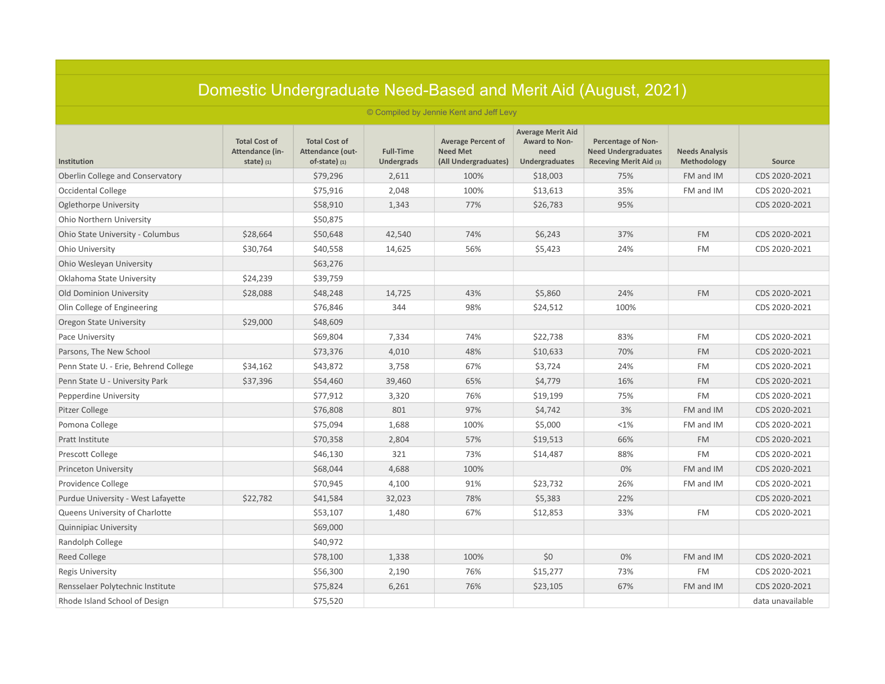# Domestic Undergraduate Need-Based and Merit Aid (August, 2021)

© Compiled by Jennie Kent and Jeff Levy

| Institution | Total Cost of Attendance (in-state) (1) | Total Cost of Attendance (out-of-state) (1) | Full-Time Undergrads | Average Percent of Need Met (All Undergraduates) | Average Merit Aid Award to Non-need Undergraduates | Percentage of Non-Need Undergraduates Receving Merit Aid (3) | Needs Analysis Methodology | Source |
|---|---|---|---|---|---|---|---|---|
| Oberlin College and Conservatory | | $79,296 | 2,611 | 100% | $18,003 | 75% | FM and IM | CDS 2020-2021 |
| Occidental College | | $75,916 | 2,048 | 100% | $13,613 | 35% | FM and IM | CDS 2020-2021 |
| Oglethorpe University | | $58,910 | 1,343 | 77% | $26,783 | 95% | | CDS 2020-2021 |
| Ohio Northern University | | $50,875 | | | | | | |
| Ohio State University - Columbus | $28,664 | $50,648 | 42,540 | 74% | $6,243 | 37% | FM | CDS 2020-2021 |
| Ohio University | $30,764 | $40,558 | 14,625 | 56% | $5,423 | 24% | FM | CDS 2020-2021 |
| Ohio Wesleyan University | | $63,276 | | | | | | |
| Oklahoma State University | $24,239 | $39,759 | | | | | | |
| Old Dominion University | $28,088 | $48,248 | 14,725 | 43% | $5,860 | 24% | FM | CDS 2020-2021 |
| Olin College of Engineering | | $76,846 | 344 | 98% | $24,512 | 100% | | CDS 2020-2021 |
| Oregon State University | $29,000 | $48,609 | | | | | | |
| Pace University | | $69,804 | 7,334 | 74% | $22,738 | 83% | FM | CDS 2020-2021 |
| Parsons, The New School | | $73,376 | 4,010 | 48% | $10,633 | 70% | FM | CDS 2020-2021 |
| Penn State U. - Erie, Behrend College | $34,162 | $43,872 | 3,758 | 67% | $3,724 | 24% | FM | CDS 2020-2021 |
| Penn State U - University Park | $37,396 | $54,460 | 39,460 | 65% | $4,779 | 16% | FM | CDS 2020-2021 |
| Pepperdine University | | $77,912 | 3,320 | 76% | $19,199 | 75% | FM | CDS 2020-2021 |
| Pitzer College | | $76,808 | 801 | 97% | $4,742 | 3% | FM and IM | CDS 2020-2021 |
| Pomona College | | $75,094 | 1,688 | 100% | $5,000 | <1% | FM and IM | CDS 2020-2021 |
| Pratt Institute | | $70,358 | 2,804 | 57% | $19,513 | 66% | FM | CDS 2020-2021 |
| Prescott College | | $46,130 | 321 | 73% | $14,487 | 88% | FM | CDS 2020-2021 |
| Princeton University | | $68,044 | 4,688 | 100% | | 0% | FM and IM | CDS 2020-2021 |
| Providence College | | $70,945 | 4,100 | 91% | $23,732 | 26% | FM and IM | CDS 2020-2021 |
| Purdue University - West Lafayette | $22,782 | $41,584 | 32,023 | 78% | $5,383 | 22% | | CDS 2020-2021 |
| Queens University of Charlotte | | $53,107 | 1,480 | 67% | $12,853 | 33% | FM | CDS 2020-2021 |
| Quinnipiac University | | $69,000 | | | | | | |
| Randolph College | | $40,972 | | | | | | |
| Reed College | | $78,100 | 1,338 | 100% | $0 | 0% | FM and IM | CDS 2020-2021 |
| Regis University | | $56,300 | 2,190 | 76% | $15,277 | 73% | FM | CDS 2020-2021 |
| Rensselaer Polytechnic Institute | | $75,824 | 6,261 | 76% | $23,105 | 67% | FM and IM | CDS 2020-2021 |
| Rhode Island School of Design | | $75,520 | | | | | | data unavailable |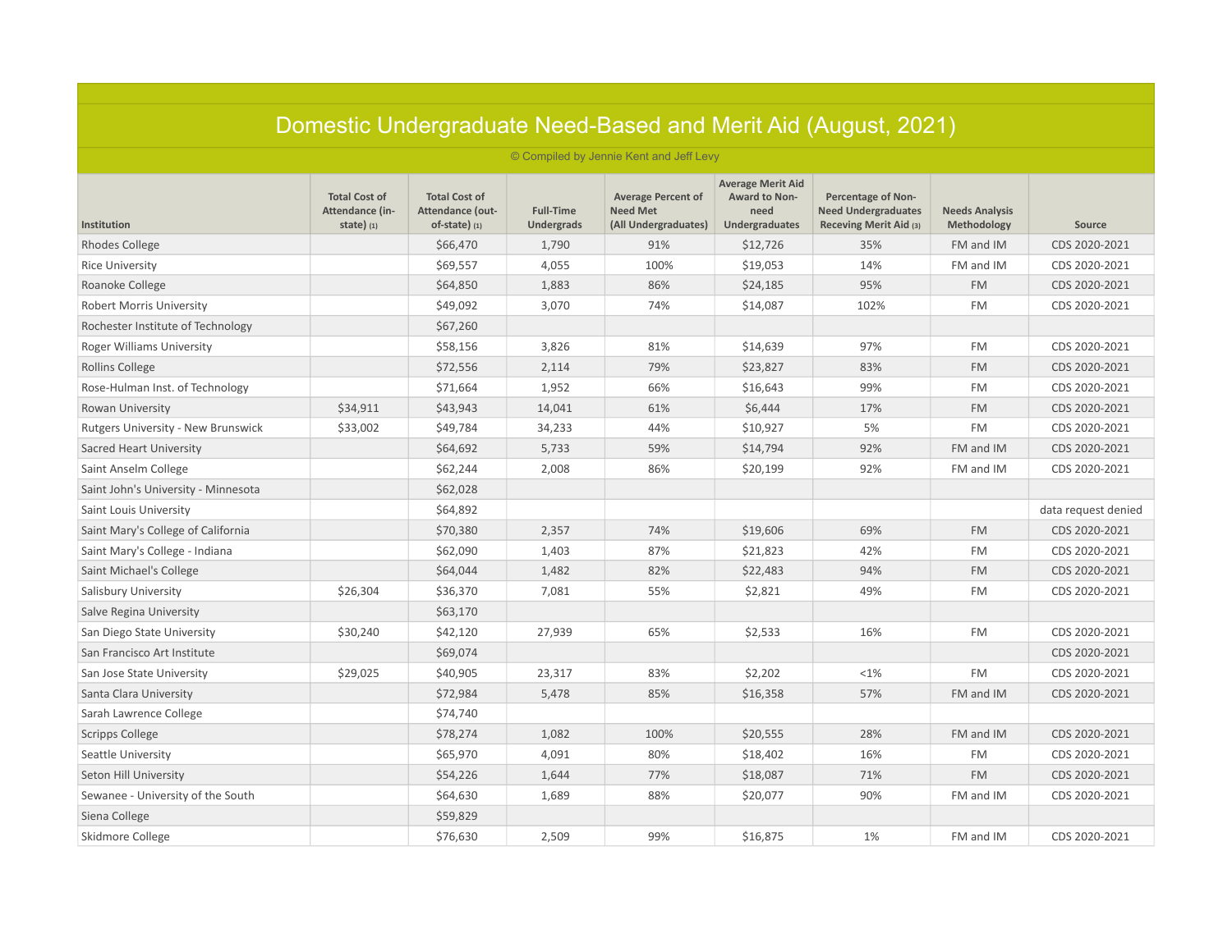# Domestic Undergraduate Need-Based and Merit Aid (August, 2021)

© Compiled by Jennie Kent and Jeff Levy

| Institution | Total Cost of Attendance (in-state) (1) | Total Cost of Attendance (out-of-state) (1) | Full-Time Undergrads | Average Percent of Need Met (All Undergraduates) | Average Merit Aid Award to Non-need Undergraduates | Percentage of Non-Need Undergraduates Receving Merit Aid (3) | Needs Analysis Methodology | Source |
|---|---|---|---|---|---|---|---|---|
| Rhodes College | | $66,470 | 1,790 | 91% | $12,726 | 35% | FM and IM | CDS 2020-2021 |
| Rice University | | $69,557 | 4,055 | 100% | $19,053 | 14% | FM and IM | CDS 2020-2021 |
| Roanoke College | | $64,850 | 1,883 | 86% | $24,185 | 95% | FM | CDS 2020-2021 |
| Robert Morris University | | $49,092 | 3,070 | 74% | $14,087 | 102% | FM | CDS 2020-2021 |
| Rochester Institute of Technology | | $67,260 | | | | | | |
| Roger Williams University | | $58,156 | 3,826 | 81% | $14,639 | 97% | FM | CDS 2020-2021 |
| Rollins College | | $72,556 | 2,114 | 79% | $23,827 | 83% | FM | CDS 2020-2021 |
| Rose-Hulman Inst. of Technology | | $71,664 | 1,952 | 66% | $16,643 | 99% | FM | CDS 2020-2021 |
| Rowan University | $34,911 | $43,943 | 14,041 | 61% | $6,444 | 17% | FM | CDS 2020-2021 |
| Rutgers University - New Brunswick | $33,002 | $49,784 | 34,233 | 44% | $10,927 | 5% | FM | CDS 2020-2021 |
| Sacred Heart University | | $64,692 | 5,733 | 59% | $14,794 | 92% | FM and IM | CDS 2020-2021 |
| Saint Anselm College | | $62,244 | 2,008 | 86% | $20,199 | 92% | FM and IM | CDS 2020-2021 |
| Saint John's University - Minnesota | | $62,028 | | | | | | |
| Saint Louis University | | $64,892 | | | | | | data request denied |
| Saint Mary's College of California | | $70,380 | 2,357 | 74% | $19,606 | 69% | FM | CDS 2020-2021 |
| Saint Mary's College - Indiana | | $62,090 | 1,403 | 87% | $21,823 | 42% | FM | CDS 2020-2021 |
| Saint Michael's College | | $64,044 | 1,482 | 82% | $22,483 | 94% | FM | CDS 2020-2021 |
| Salisbury University | $26,304 | $36,370 | 7,081 | 55% | $2,821 | 49% | FM | CDS 2020-2021 |
| Salve Regina University | | $63,170 | | | | | | |
| San Diego State University | $30,240 | $42,120 | 27,939 | 65% | $2,533 | 16% | FM | CDS 2020-2021 |
| San Francisco Art Institute | | $69,074 | | | | | | CDS 2020-2021 |
| San Jose State University | $29,025 | $40,905 | 23,317 | 83% | $2,202 | <1% | FM | CDS 2020-2021 |
| Santa Clara University | | $72,984 | 5,478 | 85% | $16,358 | 57% | FM and IM | CDS 2020-2021 |
| Sarah Lawrence College | | $74,740 | | | | | | |
| Scripps College | | $78,274 | 1,082 | 100% | $20,555 | 28% | FM and IM | CDS 2020-2021 |
| Seattle University | | $65,970 | 4,091 | 80% | $18,402 | 16% | FM | CDS 2020-2021 |
| Seton Hill University | | $54,226 | 1,644 | 77% | $18,087 | 71% | FM | CDS 2020-2021 |
| Sewanee - University of the South | | $64,630 | 1,689 | 88% | $20,077 | 90% | FM and IM | CDS 2020-2021 |
| Siena College | | $59,829 | | | | | | |
| Skidmore College | | $76,630 | 2,509 | 99% | $16,875 | 1% | FM and IM | CDS 2020-2021 |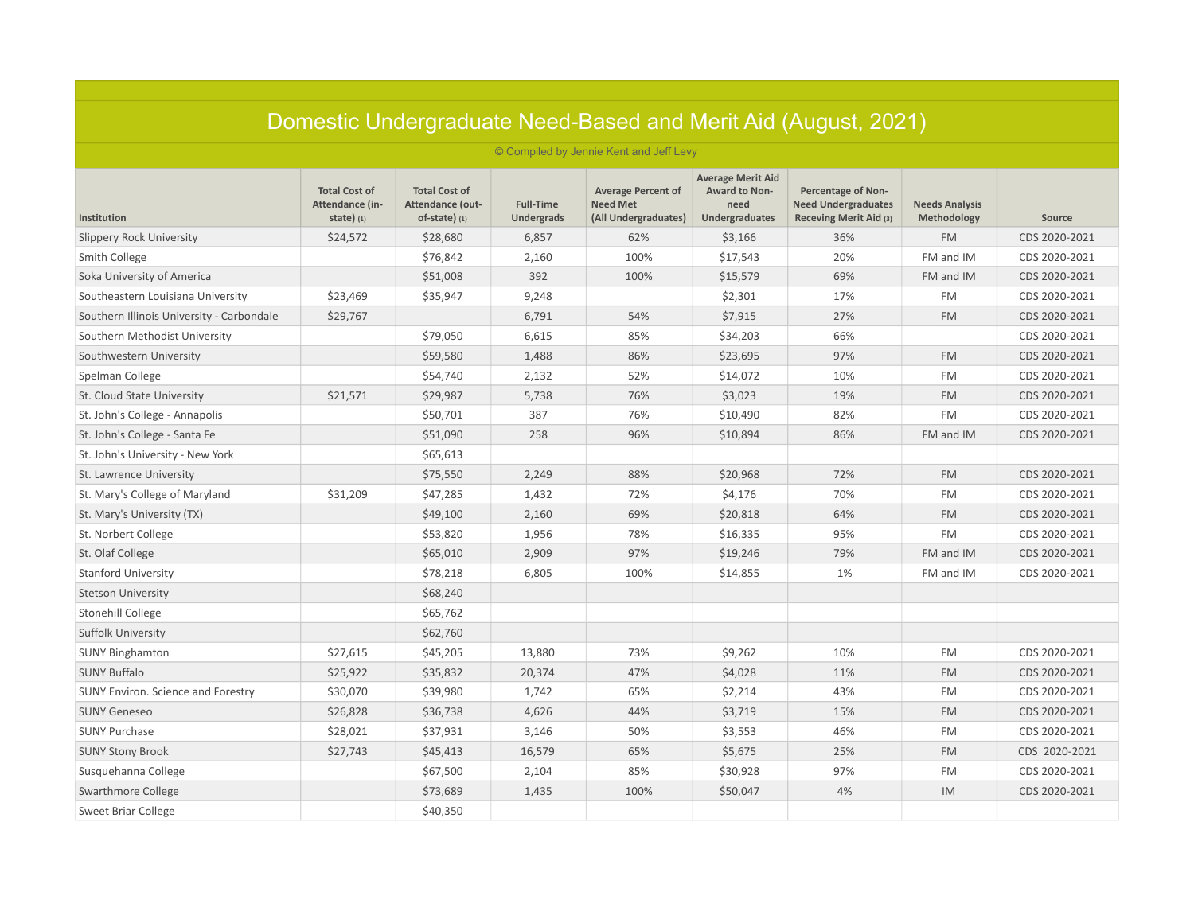# Domestic Undergraduate Need-Based and Merit Aid (August, 2021)

© Compiled by Jennie Kent and Jeff Levy

| Institution | Total Cost of Attendance (in-state) (1) | Total Cost of Attendance (out-of-state) (1) | Full-Time Undergrads | Average Percent of Need Met (All Undergraduates) | Average Merit Aid Award to Non-need Undergraduates | Percentage of Non-Need Undergraduates Receving Merit Aid (3) | Needs Analysis Methodology | Source |
|---|---|---|---|---|---|---|---|---|
| Slippery Rock University | $24,572 | $28,680 | 6,857 | 62% | $3,166 | 36% | FM | CDS 2020-2021 |
| Smith College | | $76,842 | 2,160 | 100% | $17,543 | 20% | FM and IM | CDS 2020-2021 |
| Soka University of America | | $51,008 | 392 | 100% | $15,579 | 69% | FM and IM | CDS 2020-2021 |
| Southeastern Louisiana University | $23,469 | $35,947 | 9,248 | | $2,301 | 17% | FM | CDS 2020-2021 |
| Southern Illinois University - Carbondale | $29,767 | | 6,791 | 54% | $7,915 | 27% | FM | CDS 2020-2021 |
| Southern Methodist University | | $79,050 | 6,615 | 85% | $34,203 | 66% | | CDS 2020-2021 |
| Southwestern University | | $59,580 | 1,488 | 86% | $23,695 | 97% | FM | CDS 2020-2021 |
| Spelman College | | $54,740 | 2,132 | 52% | $14,072 | 10% | FM | CDS 2020-2021 |
| St. Cloud State University | $21,571 | $29,987 | 5,738 | 76% | $3,023 | 19% | FM | CDS 2020-2021 |
| St. John's College - Annapolis | | $50,701 | 387 | 76% | $10,490 | 82% | FM | CDS 2020-2021 |
| St. John's College - Santa Fe | | $51,090 | 258 | 96% | $10,894 | 86% | FM and IM | CDS 2020-2021 |
| St. John's University - New York | | $65,613 | | | | | | |
| St. Lawrence University | | $75,550 | 2,249 | 88% | $20,968 | 72% | FM | CDS 2020-2021 |
| St. Mary's College of Maryland | $31,209 | $47,285 | 1,432 | 72% | $4,176 | 70% | FM | CDS 2020-2021 |
| St. Mary's University (TX) | | $49,100 | 2,160 | 69% | $20,818 | 64% | FM | CDS 2020-2021 |
| St. Norbert College | | $53,820 | 1,956 | 78% | $16,335 | 95% | FM | CDS 2020-2021 |
| St. Olaf College | | $65,010 | 2,909 | 97% | $19,246 | 79% | FM and IM | CDS 2020-2021 |
| Stanford University | | $78,218 | 6,805 | 100% | $14,855 | 1% | FM and IM | CDS 2020-2021 |
| Stetson University | | $68,240 | | | | | | |
| Stonehill College | | $65,762 | | | | | | |
| Suffolk University | | $62,760 | | | | | | |
| SUNY Binghamton | $27,615 | $45,205 | 13,880 | 73% | $9,262 | 10% | FM | CDS 2020-2021 |
| SUNY Buffalo | $25,922 | $35,832 | 20,374 | 47% | $4,028 | 11% | FM | CDS 2020-2021 |
| SUNY Environ. Science and Forestry | $30,070 | $39,980 | 1,742 | 65% | $2,214 | 43% | FM | CDS 2020-2021 |
| SUNY Geneseo | $26,828 | $36,738 | 4,626 | 44% | $3,719 | 15% | FM | CDS 2020-2021 |
| SUNY Purchase | $28,021 | $37,931 | 3,146 | 50% | $3,553 | 46% | FM | CDS 2020-2021 |
| SUNY Stony Brook | $27,743 | $45,413 | 16,579 | 65% | $5,675 | 25% | FM | CDS 2020-2021 |
| Susquehanna College | | $67,500 | 2,104 | 85% | $30,928 | 97% | FM | CDS 2020-2021 |
| Swarthmore College | | $73,689 | 1,435 | 100% | $50,047 | 4% | IM | CDS 2020-2021 |
| Sweet Briar College | | $40,350 | | | | | | |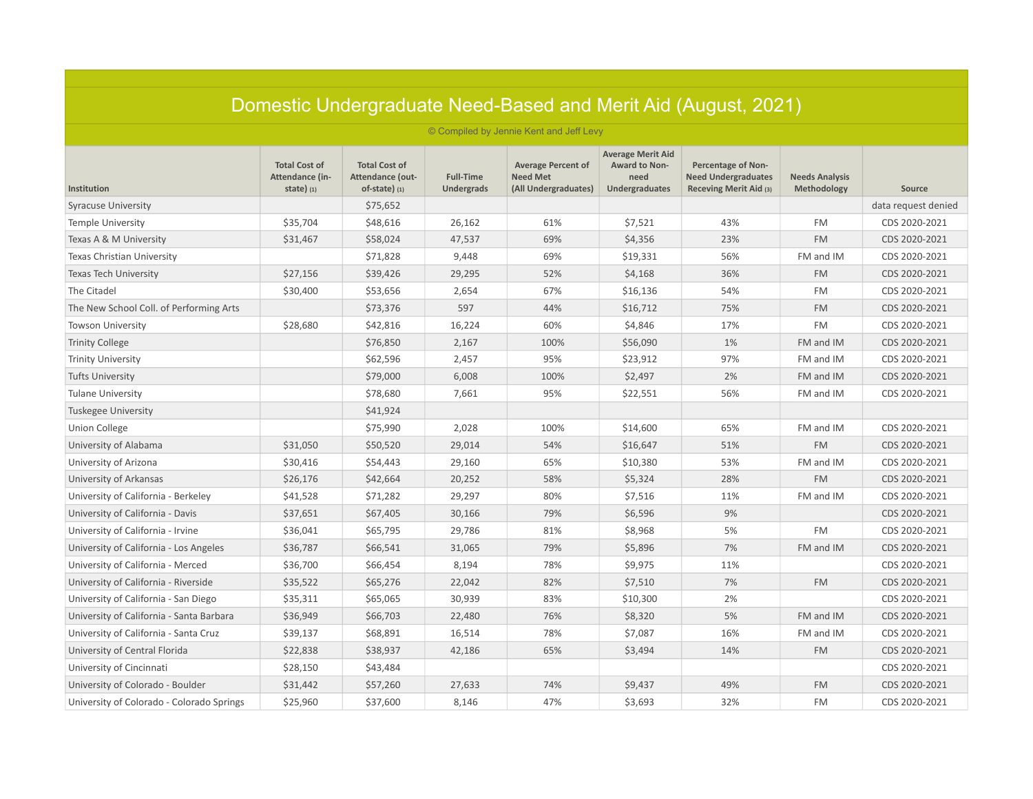# Domestic Undergraduate Need-Based and Merit Aid (August, 2021)

© Compiled by Jennie Kent and Jeff Levy

| Institution | Total Cost of Attendance (in-state) (1) | Total Cost of Attendance (out-of-state) (1) | Full-Time Undergrads | Average Percent of Need Met (All Undergraduates) | Average Merit Aid Award to Non-need Undergraduates | Percentage of Non-Need Undergraduates Receving Merit Aid (3) | Needs Analysis Methodology | Source |
|---|---|---|---|---|---|---|---|---|
| Syracuse University | | $75,652 | | | | | | data request denied |
| Temple University | $35,704 | $48,616 | 26,162 | 61% | $7,521 | 43% | FM | CDS 2020-2021 |
| Texas A & M University | $31,467 | $58,024 | 47,537 | 69% | $4,356 | 23% | FM | CDS 2020-2021 |
| Texas Christian University | | $71,828 | 9,448 | 69% | $19,331 | 56% | FM and IM | CDS 2020-2021 |
| Texas Tech University | $27,156 | $39,426 | 29,295 | 52% | $4,168 | 36% | FM | CDS 2020-2021 |
| The Citadel | $30,400 | $53,656 | 2,654 | 67% | $16,136 | 54% | FM | CDS 2020-2021 |
| The New School Coll. of Performing Arts | | $73,376 | 597 | 44% | $16,712 | 75% | FM | CDS 2020-2021 |
| Towson University | $28,680 | $42,816 | 16,224 | 60% | $4,846 | 17% | FM | CDS 2020-2021 |
| Trinity College | | $76,850 | 2,167 | 100% | $56,090 | 1% | FM and IM | CDS 2020-2021 |
| Trinity University | | $62,596 | 2,457 | 95% | $23,912 | 97% | FM and IM | CDS 2020-2021 |
| Tufts University | | $79,000 | 6,008 | 100% | $2,497 | 2% | FM and IM | CDS 2020-2021 |
| Tulane University | | $78,680 | 7,661 | 95% | $22,551 | 56% | FM and IM | CDS 2020-2021 |
| Tuskegee University | | $41,924 | | | | | | |
| Union College | | $75,990 | 2,028 | 100% | $14,600 | 65% | FM and IM | CDS 2020-2021 |
| University of Alabama | $31,050 | $50,520 | 29,014 | 54% | $16,647 | 51% | FM | CDS 2020-2021 |
| University of Arizona | $30,416 | $54,443 | 29,160 | 65% | $10,380 | 53% | FM and IM | CDS 2020-2021 |
| University of Arkansas | $26,176 | $42,664 | 20,252 | 58% | $5,324 | 28% | FM | CDS 2020-2021 |
| University of California - Berkeley | $41,528 | $71,282 | 29,297 | 80% | $7,516 | 11% | FM and IM | CDS 2020-2021 |
| University of California - Davis | $37,651 | $67,405 | 30,166 | 79% | $6,596 | 9% | | CDS 2020-2021 |
| University of California - Irvine | $36,041 | $65,795 | 29,786 | 81% | $8,968 | 5% | FM | CDS 2020-2021 |
| University of California - Los Angeles | $36,787 | $66,541 | 31,065 | 79% | $5,896 | 7% | FM and IM | CDS 2020-2021 |
| University of California - Merced | $36,700 | $66,454 | 8,194 | 78% | $9,975 | 11% | | CDS 2020-2021 |
| University of California - Riverside | $35,522 | $65,276 | 22,042 | 82% | $7,510 | 7% | FM | CDS 2020-2021 |
| University of California - San Diego | $35,311 | $65,065 | 30,939 | 83% | $10,300 | 2% | | CDS 2020-2021 |
| University of California - Santa Barbara | $36,949 | $66,703 | 22,480 | 76% | $8,320 | 5% | FM and IM | CDS 2020-2021 |
| University of California - Santa Cruz | $39,137 | $68,891 | 16,514 | 78% | $7,087 | 16% | FM and IM | CDS 2020-2021 |
| University of Central Florida | $22,838 | $38,937 | 42,186 | 65% | $3,494 | 14% | FM | CDS 2020-2021 |
| University of Cincinnati | $28,150 | $43,484 | | | | | | CDS 2020-2021 |
| University of Colorado - Boulder | $31,442 | $57,260 | 27,633 | 74% | $9,437 | 49% | FM | CDS 2020-2021 |
| University of Colorado - Colorado Springs | $25,960 | $37,600 | 8,146 | 47% | $3,693 | 32% | FM | CDS 2020-2021 |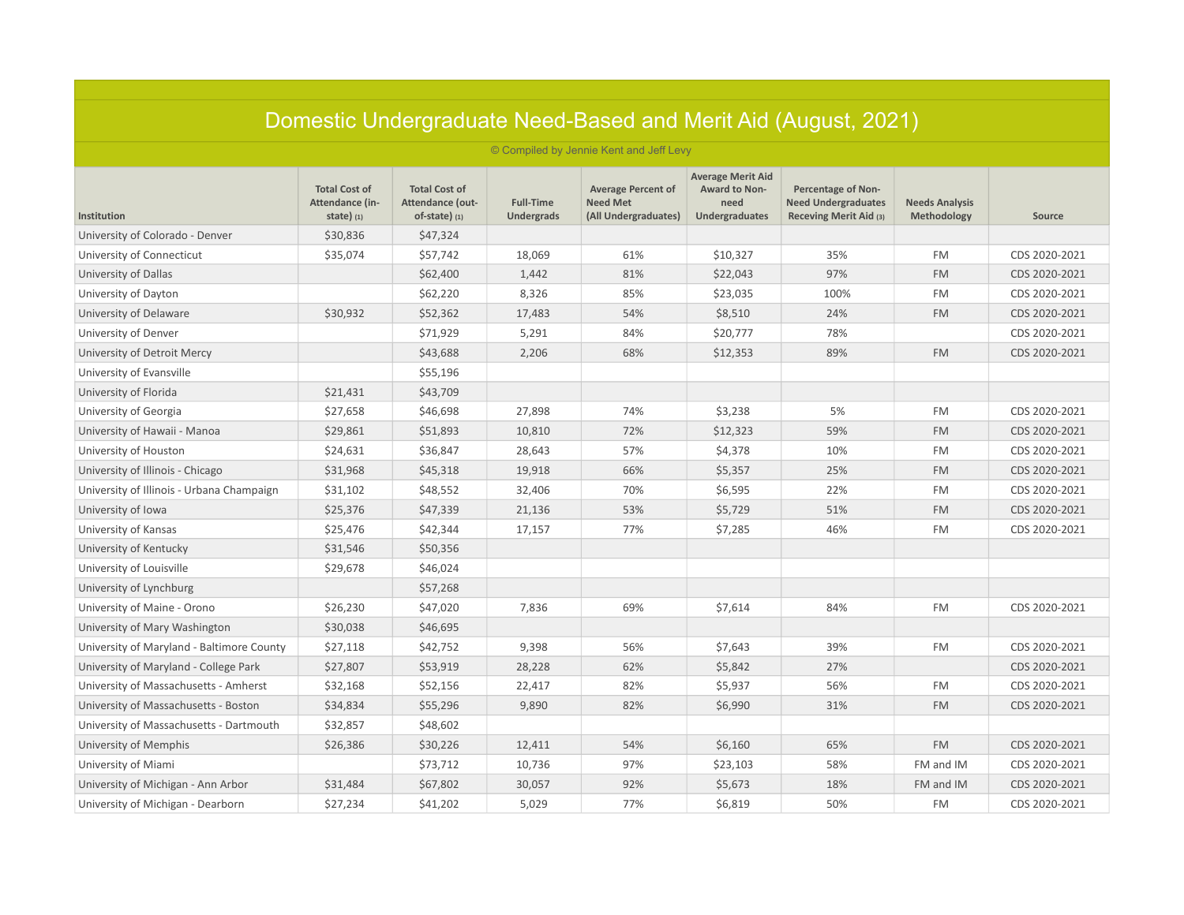# Domestic Undergraduate Need-Based and Merit Aid (August, 2021)

© Compiled by Jennie Kent and Jeff Levy

| Institution | Total Cost of Attendance (in-state) (1) | Total Cost of Attendance (out-of-state) (1) | Full-Time Undergrads | Average Percent of Need Met (All Undergraduates) | Average Merit Aid Award to Non-need Undergraduates | Percentage of Non-Need Undergraduates Receving Merit Aid (3) | Needs Analysis Methodology | Source |
|---|---|---|---|---|---|---|---|---|
| University of Colorado - Denver | $30,836 | $47,324 | | | | | | |
| University of Connecticut | $35,074 | $57,742 | 18,069 | 61% | $10,327 | 35% | FM | CDS 2020-2021 |
| University of Dallas | | $62,400 | 1,442 | 81% | $22,043 | 97% | FM | CDS 2020-2021 |
| University of Dayton | | $62,220 | 8,326 | 85% | $23,035 | 100% | FM | CDS 2020-2021 |
| University of Delaware | $30,932 | $52,362 | 17,483 | 54% | $8,510 | 24% | FM | CDS 2020-2021 |
| University of Denver | | $71,929 | 5,291 | 84% | $20,777 | 78% | | CDS 2020-2021 |
| University of Detroit Mercy | | $43,688 | 2,206 | 68% | $12,353 | 89% | FM | CDS 2020-2021 |
| University of Evansville | | $55,196 | | | | | | |
| University of Florida | $21,431 | $43,709 | | | | | | |
| University of Georgia | $27,658 | $46,698 | 27,898 | 74% | $3,238 | 5% | FM | CDS 2020-2021 |
| University of Hawaii - Manoa | $29,861 | $51,893 | 10,810 | 72% | $12,323 | 59% | FM | CDS 2020-2021 |
| University of Houston | $24,631 | $36,847 | 28,643 | 57% | $4,378 | 10% | FM | CDS 2020-2021 |
| University of Illinois - Chicago | $31,968 | $45,318 | 19,918 | 66% | $5,357 | 25% | FM | CDS 2020-2021 |
| University of Illinois - Urbana Champaign | $31,102 | $48,552 | 32,406 | 70% | $6,595 | 22% | FM | CDS 2020-2021 |
| University of Iowa | $25,376 | $47,339 | 21,136 | 53% | $5,729 | 51% | FM | CDS 2020-2021 |
| University of Kansas | $25,476 | $42,344 | 17,157 | 77% | $7,285 | 46% | FM | CDS 2020-2021 |
| University of Kentucky | $31,546 | $50,356 | | | | | | |
| University of Louisville | $29,678 | $46,024 | | | | | | |
| University of Lynchburg | | $57,268 | | | | | | |
| University of Maine - Orono | $26,230 | $47,020 | 7,836 | 69% | $7,614 | 84% | FM | CDS 2020-2021 |
| University of Mary Washington | $30,038 | $46,695 | | | | | | |
| University of Maryland - Baltimore County | $27,118 | $42,752 | 9,398 | 56% | $7,643 | 39% | FM | CDS 2020-2021 |
| University of Maryland - College Park | $27,807 | $53,919 | 28,228 | 62% | $5,842 | 27% | | CDS 2020-2021 |
| University of Massachusetts - Amherst | $32,168 | $52,156 | 22,417 | 82% | $5,937 | 56% | FM | CDS 2020-2021 |
| University of Massachusetts - Boston | $34,834 | $55,296 | 9,890 | 82% | $6,990 | 31% | FM | CDS 2020-2021 |
| University of Massachusetts - Dartmouth | $32,857 | $48,602 | | | | | | |
| University of Memphis | $26,386 | $30,226 | 12,411 | 54% | $6,160 | 65% | FM | CDS 2020-2021 |
| University of Miami | | $73,712 | 10,736 | 97% | $23,103 | 58% | FM and IM | CDS 2020-2021 |
| University of Michigan - Ann Arbor | $31,484 | $67,802 | 30,057 | 92% | $5,673 | 18% | FM and IM | CDS 2020-2021 |
| University of Michigan - Dearborn | $27,234 | $41,202 | 5,029 | 77% | $6,819 | 50% | FM | CDS 2020-2021 |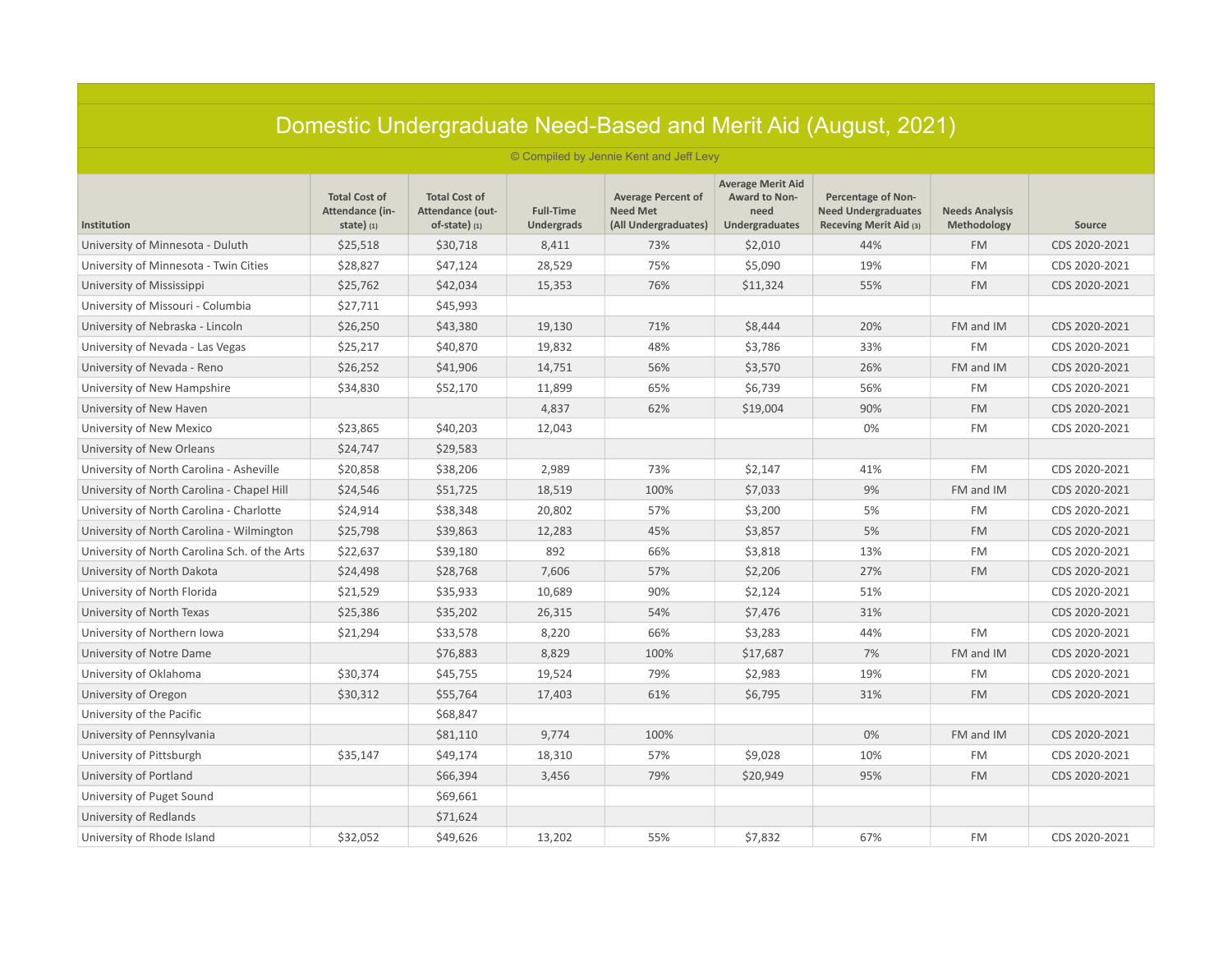# Domestic Undergraduate Need-Based and Merit Aid (August, 2021)

© Compiled by Jennie Kent and Jeff Levy

| Institution | Total Cost of Attendance (in-state) (1) | Total Cost of Attendance (out-of-state) (1) | Full-Time Undergrads | Average Percent of Need Met (All Undergraduates) | Average Merit Aid Award to Non-need Undergraduates | Percentage of Non-Need Undergraduates Receving Merit Aid (3) | Needs Analysis Methodology | Source |
|---|---|---|---|---|---|---|---|---|
| University of Minnesota - Duluth | $25,518 | $30,718 | 8,411 | 73% | $2,010 | 44% | FM | CDS 2020-2021 |
| University of Minnesota - Twin Cities | $28,827 | $47,124 | 28,529 | 75% | $5,090 | 19% | FM | CDS 2020-2021 |
| University of Mississippi | $25,762 | $42,034 | 15,353 | 76% | $11,324 | 55% | FM | CDS 2020-2021 |
| University of Missouri - Columbia | $27,711 | $45,993 | | | | | | |
| University of Nebraska - Lincoln | $26,250 | $43,380 | 19,130 | 71% | $8,444 | 20% | FM and IM | CDS 2020-2021 |
| University of Nevada - Las Vegas | $25,217 | $40,870 | 19,832 | 48% | $3,786 | 33% | FM | CDS 2020-2021 |
| University of Nevada - Reno | $26,252 | $41,906 | 14,751 | 56% | $3,570 | 26% | FM and IM | CDS 2020-2021 |
| University of New Hampshire | $34,830 | $52,170 | 11,899 | 65% | $6,739 | 56% | FM | CDS 2020-2021 |
| University of New Haven | | | 4,837 | 62% | $19,004 | 90% | FM | CDS 2020-2021 |
| University of New Mexico | $23,865 | $40,203 | 12,043 | | | 0% | FM | CDS 2020-2021 |
| University of New Orleans | $24,747 | $29,583 | | | | | | |
| University of North Carolina - Asheville | $20,858 | $38,206 | 2,989 | 73% | $2,147 | 41% | FM | CDS 2020-2021 |
| University of North Carolina - Chapel Hill | $24,546 | $51,725 | 18,519 | 100% | $7,033 | 9% | FM and IM | CDS 2020-2021 |
| University of North Carolina - Charlotte | $24,914 | $38,348 | 20,802 | 57% | $3,200 | 5% | FM | CDS 2020-2021 |
| University of North Carolina - Wilmington | $25,798 | $39,863 | 12,283 | 45% | $3,857 | 5% | FM | CDS 2020-2021 |
| University of North Carolina Sch. of the Arts | $22,637 | $39,180 | 892 | 66% | $3,818 | 13% | FM | CDS 2020-2021 |
| University of North Dakota | $24,498 | $28,768 | 7,606 | 57% | $2,206 | 27% | FM | CDS 2020-2021 |
| University of North Florida | $21,529 | $35,933 | 10,689 | 90% | $2,124 | 51% | | CDS 2020-2021 |
| University of North Texas | $25,386 | $35,202 | 26,315 | 54% | $7,476 | 31% | | CDS 2020-2021 |
| University of Northern Iowa | $21,294 | $33,578 | 8,220 | 66% | $3,283 | 44% | FM | CDS 2020-2021 |
| University of Notre Dame | | $76,883 | 8,829 | 100% | $17,687 | 7% | FM and IM | CDS 2020-2021 |
| University of Oklahoma | $30,374 | $45,755 | 19,524 | 79% | $2,983 | 19% | FM | CDS 2020-2021 |
| University of Oregon | $30,312 | $55,764 | 17,403 | 61% | $6,795 | 31% | FM | CDS 2020-2021 |
| University of the Pacific | | $68,847 | | | | | | |
| University of Pennsylvania | | $81,110 | 9,774 | 100% | | 0% | FM and IM | CDS 2020-2021 |
| University of Pittsburgh | $35,147 | $49,174 | 18,310 | 57% | $9,028 | 10% | FM | CDS 2020-2021 |
| University of Portland | | $66,394 | 3,456 | 79% | $20,949 | 95% | FM | CDS 2020-2021 |
| University of Puget Sound | | $69,661 | | | | | | |
| University of Redlands | | $71,624 | | | | | | |
| University of Rhode Island | $32,052 | $49,626 | 13,202 | 55% | $7,832 | 67% | FM | CDS 2020-2021 |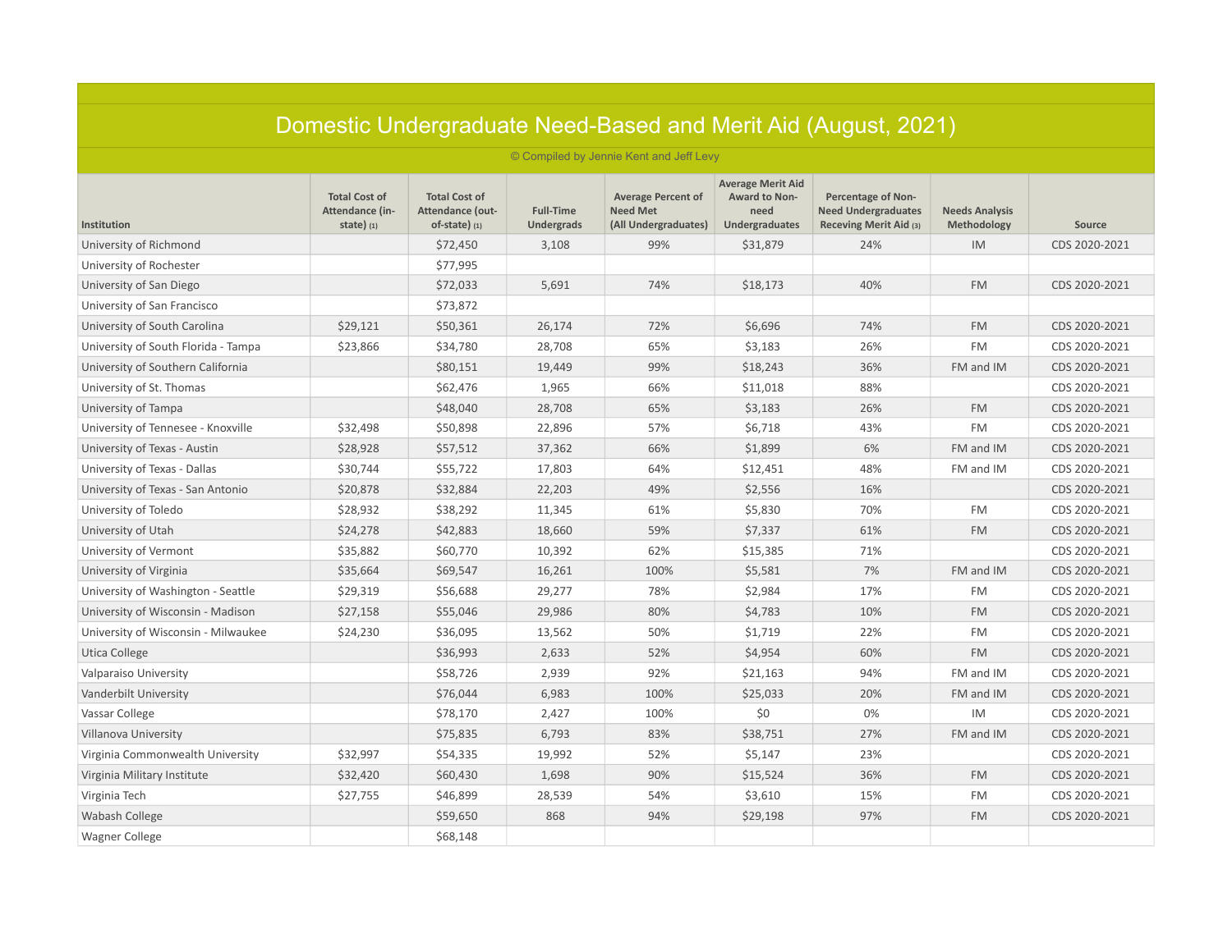# Domestic Undergraduate Need-Based and Merit Aid (August, 2021)

© Compiled by Jennie Kent and Jeff Levy

| Institution | Total Cost of Attendance (in-state) (1) | Total Cost of Attendance (out-of-state) (1) | Full-Time Undergrads | Average Percent of Need Met (All Undergraduates) | Average Merit Aid Award to Non-need Undergraduates | Percentage of Non-Need Undergraduates Receving Merit Aid (3) | Needs Analysis Methodology | Source |
|---|---|---|---|---|---|---|---|---|
| University of Richmond | | $72,450 | 3,108 | 99% | $31,879 | 24% | IM | CDS 2020-2021 |
| University of Rochester | | $77,995 | | | | | | |
| University of San Diego | | $72,033 | 5,691 | 74% | $18,173 | 40% | FM | CDS 2020-2021 |
| University of San Francisco | | $73,872 | | | | | | |
| University of South Carolina | $29,121 | $50,361 | 26,174 | 72% | $6,696 | 74% | FM | CDS 2020-2021 |
| University of South Florida - Tampa | $23,866 | $34,780 | 28,708 | 65% | $3,183 | 26% | FM | CDS 2020-2021 |
| University of Southern California | | $80,151 | 19,449 | 99% | $18,243 | 36% | FM and IM | CDS 2020-2021 |
| University of St. Thomas | | $62,476 | 1,965 | 66% | $11,018 | 88% | | CDS 2020-2021 |
| University of Tampa | | $48,040 | 28,708 | 65% | $3,183 | 26% | FM | CDS 2020-2021 |
| University of Tennesee - Knoxville | $32,498 | $50,898 | 22,896 | 57% | $6,718 | 43% | FM | CDS 2020-2021 |
| University of Texas - Austin | $28,928 | $57,512 | 37,362 | 66% | $1,899 | 6% | FM and IM | CDS 2020-2021 |
| University of Texas - Dallas | $30,744 | $55,722 | 17,803 | 64% | $12,451 | 48% | FM and IM | CDS 2020-2021 |
| University of Texas - San Antonio | $20,878 | $32,884 | 22,203 | 49% | $2,556 | 16% | | CDS 2020-2021 |
| University of Toledo | $28,932 | $38,292 | 11,345 | 61% | $5,830 | 70% | FM | CDS 2020-2021 |
| University of Utah | $24,278 | $42,883 | 18,660 | 59% | $7,337 | 61% | FM | CDS 2020-2021 |
| University of Vermont | $35,882 | $60,770 | 10,392 | 62% | $15,385 | 71% | | CDS 2020-2021 |
| University of Virginia | $35,664 | $69,547 | 16,261 | 100% | $5,581 | 7% | FM and IM | CDS 2020-2021 |
| University of Washington - Seattle | $29,319 | $56,688 | 29,277 | 78% | $2,984 | 17% | FM | CDS 2020-2021 |
| University of Wisconsin - Madison | $27,158 | $55,046 | 29,986 | 80% | $4,783 | 10% | FM | CDS 2020-2021 |
| University of Wisconsin - Milwaukee | $24,230 | $36,095 | 13,562 | 50% | $1,719 | 22% | FM | CDS 2020-2021 |
| Utica College | | $36,993 | 2,633 | 52% | $4,954 | 60% | FM | CDS 2020-2021 |
| Valparaiso University | | $58,726 | 2,939 | 92% | $21,163 | 94% | FM and IM | CDS 2020-2021 |
| Vanderbilt University | | $76,044 | 6,983 | 100% | $25,033 | 20% | FM and IM | CDS 2020-2021 |
| Vassar College | | $78,170 | 2,427 | 100% | $0 | 0% | IM | CDS 2020-2021 |
| Villanova University | | $75,835 | 6,793 | 83% | $38,751 | 27% | FM and IM | CDS 2020-2021 |
| Virginia Commonwealth University | $32,997 | $54,335 | 19,992 | 52% | $5,147 | 23% | | CDS 2020-2021 |
| Virginia Military Institute | $32,420 | $60,430 | 1,698 | 90% | $15,524 | 36% | FM | CDS 2020-2021 |
| Virginia Tech | $27,755 | $46,899 | 28,539 | 54% | $3,610 | 15% | FM | CDS 2020-2021 |
| Wabash College | | $59,650 | 868 | 94% | $29,198 | 97% | FM | CDS 2020-2021 |
| Wagner College | | $68,148 | | | | | | |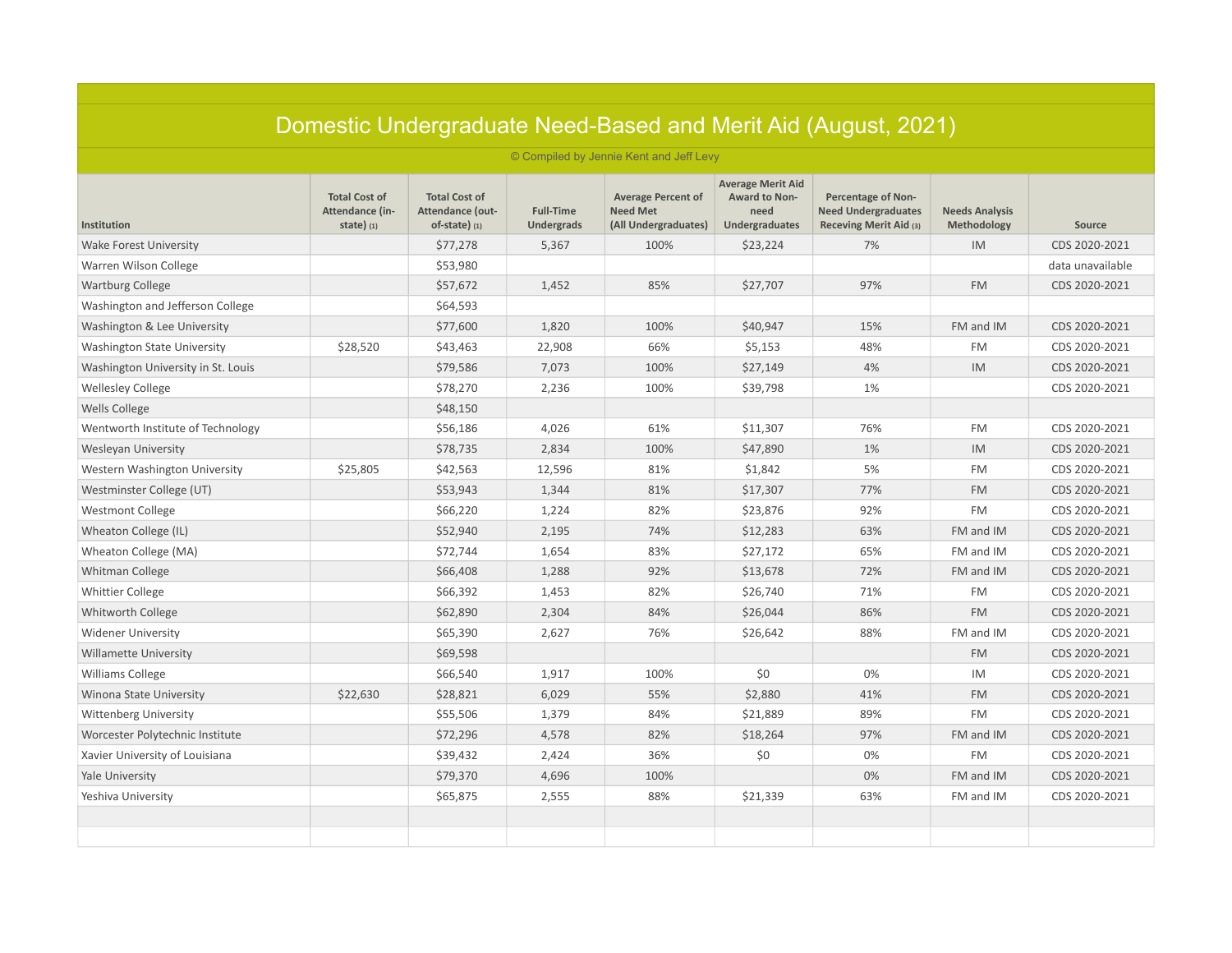# Domestic Undergraduate Need-Based and Merit Aid (August, 2021)

© Compiled by Jennie Kent and Jeff Levy

| Institution | Total Cost of Attendance (in-state) (1) | Total Cost of Attendance (out-of-state) (1) | Full-Time Undergrads | Average Percent of Need Met (All Undergraduates) | Average Merit Aid Award to Non-need Undergraduates | Percentage of Non-Need Undergraduates Receving Merit Aid (3) | Needs Analysis Methodology | Source |
|---|---|---|---|---|---|---|---|---|
| Wake Forest University | | $77,278 | 5,367 | 100% | $23,224 | 7% | IM | CDS 2020-2021 |
| Warren Wilson College | | $53,980 | | | | | | data unavailable |
| Wartburg College | | $57,672 | 1,452 | 85% | $27,707 | 97% | FM | CDS 2020-2021 |
| Washington and Jefferson College | | $64,593 | | | | | | |
| Washington & Lee University | | $77,600 | 1,820 | 100% | $40,947 | 15% | FM and IM | CDS 2020-2021 |
| Washington State University | $28,520 | $43,463 | 22,908 | 66% | $5,153 | 48% | FM | CDS 2020-2021 |
| Washington University in St. Louis | | $79,586 | 7,073 | 100% | $27,149 | 4% | IM | CDS 2020-2021 |
| Wellesley College | | $78,270 | 2,236 | 100% | $39,798 | 1% | | CDS 2020-2021 |
| Wells College | | $48,150 | | | | | | |
| Wentworth Institute of Technology | | $56,186 | 4,026 | 61% | $11,307 | 76% | FM | CDS 2020-2021 |
| Wesleyan University | | $78,735 | 2,834 | 100% | $47,890 | 1% | IM | CDS 2020-2021 |
| Western Washington University | $25,805 | $42,563 | 12,596 | 81% | $1,842 | 5% | FM | CDS 2020-2021 |
| Westminster College (UT) | | $53,943 | 1,344 | 81% | $17,307 | 77% | FM | CDS 2020-2021 |
| Westmont College | | $66,220 | 1,224 | 82% | $23,876 | 92% | FM | CDS 2020-2021 |
| Wheaton College (IL) | | $52,940 | 2,195 | 74% | $12,283 | 63% | FM and IM | CDS 2020-2021 |
| Wheaton College (MA) | | $72,744 | 1,654 | 83% | $27,172 | 65% | FM and IM | CDS 2020-2021 |
| Whitman College | | $66,408 | 1,288 | 92% | $13,678 | 72% | FM and IM | CDS 2020-2021 |
| Whittier College | | $66,392 | 1,453 | 82% | $26,740 | 71% | FM | CDS 2020-2021 |
| Whitworth College | | $62,890 | 2,304 | 84% | $26,044 | 86% | FM | CDS 2020-2021 |
| Widener University | | $65,390 | 2,627 | 76% | $26,642 | 88% | FM and IM | CDS 2020-2021 |
| Willamette University | | $69,598 | | | | | FM | CDS 2020-2021 |
| Williams College | | $66,540 | 1,917 | 100% | $0 | 0% | IM | CDS 2020-2021 |
| Winona State University | $22,630 | $28,821 | 6,029 | 55% | $2,880 | 41% | FM | CDS 2020-2021 |
| Wittenberg University | | $55,506 | 1,379 | 84% | $21,889 | 89% | FM | CDS 2020-2021 |
| Worcester Polytechnic Institute | | $72,296 | 4,578 | 82% | $18,264 | 97% | FM and IM | CDS 2020-2021 |
| Xavier University of Louisiana | | $39,432 | 2,424 | 36% | $0 | 0% | FM | CDS 2020-2021 |
| Yale University | | $79,370 | 4,696 | 100% | | 0% | FM and IM | CDS 2020-2021 |
| Yeshiva University | | $65,875 | 2,555 | 88% | $21,339 | 63% | FM and IM | CDS 2020-2021 |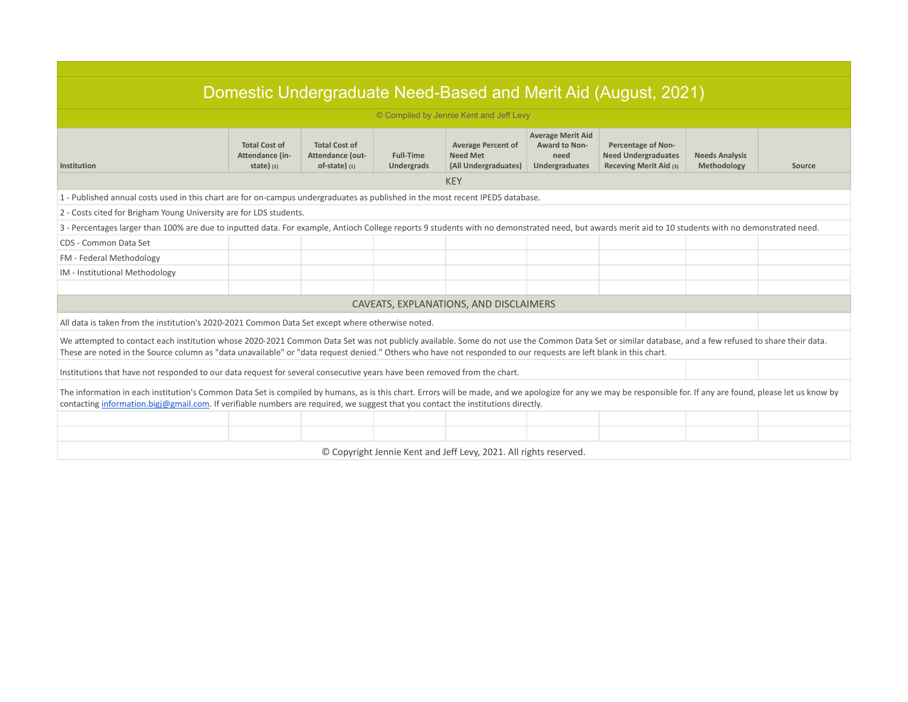# Domestic Undergraduate Need-Based and Merit Aid (August, 2021)

© Compiled by Jennie Kent and Jeff Levy

| Institution | Total Cost of Attendance (in-state) (1) | Total Cost of Attendance (out-of-state) (1) | Full-Time Undergrads | Average Percent of Need Met (All Undergraduates) | Average Merit Aid Award to Non-need Undergraduates | Percentage of Non-Need Undergraduates Receving Merit Aid (3) | Needs Analysis Methodology | Source |
|---|---|---|---|---|---|---|---|---|

## KEY

1 - Published annual costs used in this chart are for on-campus undergraduates as published in the most recent IPEDS database.

2 - Costs cited for Brigham Young University are for LDS students.

3 - Percentages larger than 100% are due to inputted data. For example, Antioch College reports 9 students with no demonstrated need, but awards merit aid to 10 students with no demonstrated need.

CDS - Common Data Set

FM - Federal Methodology

IM - Institutional Methodology

## CAVEATS, EXPLANATIONS, AND DISCLAIMERS

All data is taken from the institution's 2020-2021 Common Data Set except where otherwise noted.

We attempted to contact each institution whose 2020-2021 Common Data Set was not publicly available. Some do not use the Common Data Set or similar database, and a few refused to share their data. These are noted in the Source column as "data unavailable" or "data request denied." Others who have not responded to our requests are left blank in this chart.

Institutions that have not responded to our data request for several consecutive years have been removed from the chart.

The information in each institution's Common Data Set is compiled by humans, as is this chart. Errors will be made, and we apologize for any we may be responsible for. If any are found, please let us know by contacting information.bigj@gmail.com. If verifiable numbers are required, we suggest that you contact the institutions directly.

© Copyright Jennie Kent and Jeff Levy, 2021. All rights reserved.